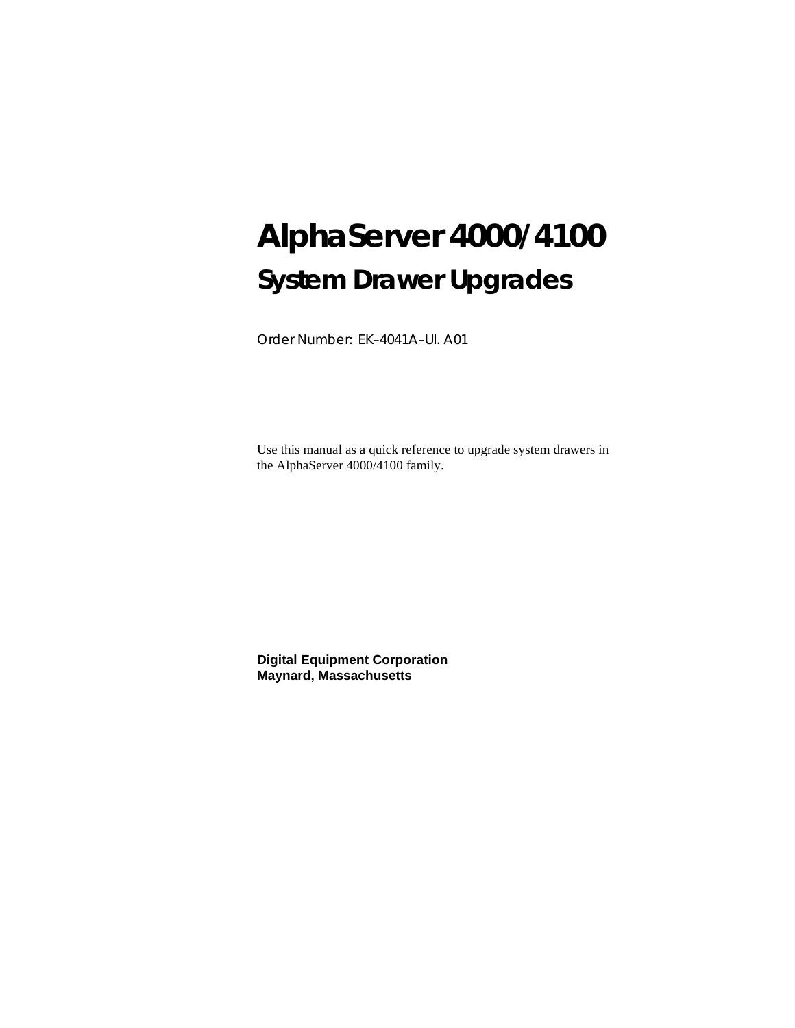# AlphaServer 4000/4100

## System Drawer Upgrades

Order Number: EK–4041A–UI. A01

Use this manual as a quick reference to upgrade system drawers in the AlphaServer 4000/4100 family.

**Digital Equipment Corporation**
**Maynard, Massachusetts**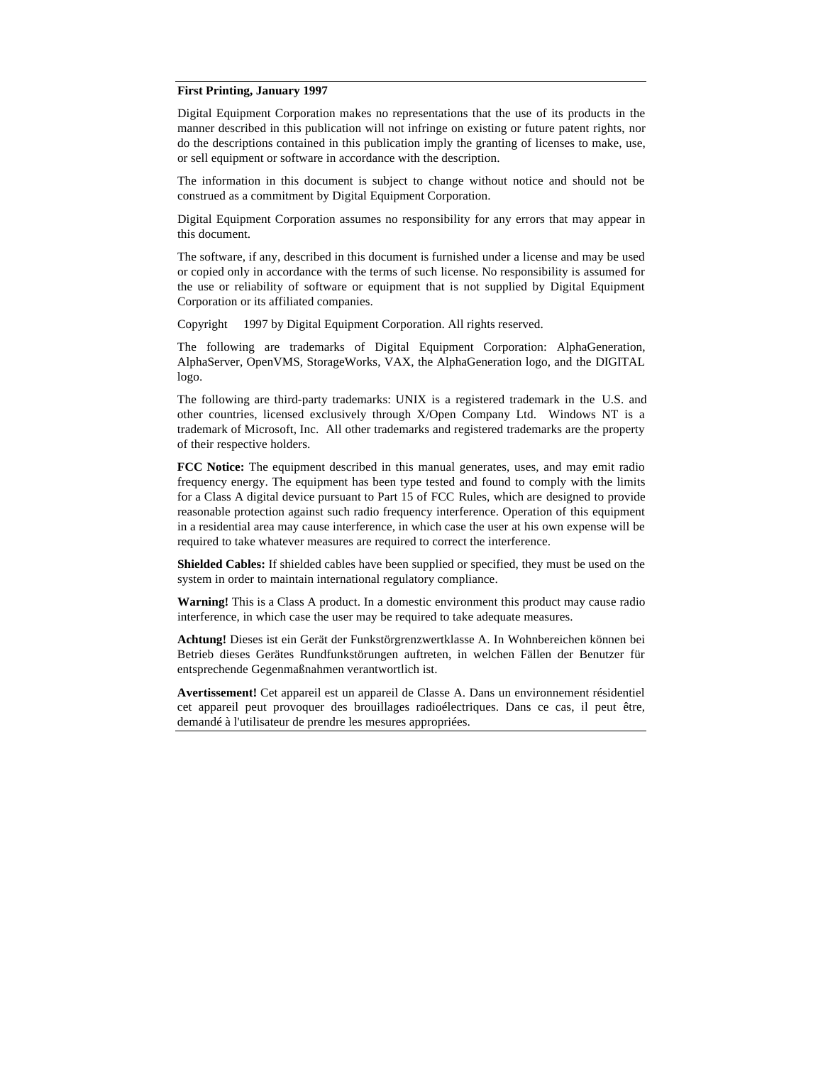**First Printing, January 1997**

Digital Equipment Corporation makes no representations that the use of its products in the manner described in this publication will not infringe on existing or future patent rights, nor do the descriptions contained in this publication imply the granting of licenses to make, use, or sell equipment or software in accordance with the description.

The information in this document is subject to change without notice and should not be construed as a commitment by Digital Equipment Corporation.

Digital Equipment Corporation assumes no responsibility for any errors that may appear in this document.

The software, if any, described in this document is furnished under a license and may be used or copied only in accordance with the terms of such license. No responsibility is assumed for the use or reliability of software or equipment that is not supplied by Digital Equipment Corporation or its affiliated companies.

Copyright 1997 by Digital Equipment Corporation. All rights reserved.

The following are trademarks of Digital Equipment Corporation: AlphaGeneration, AlphaServer, OpenVMS, StorageWorks, VAX, the AlphaGeneration logo, and the DIGITAL logo.

The following are third-party trademarks: UNIX is a registered trademark in the U.S. and other countries, licensed exclusively through X/Open Company Ltd. Windows NT is a trademark of Microsoft, Inc. All other trademarks and registered trademarks are the property of their respective holders.

**FCC Notice:** The equipment described in this manual generates, uses, and may emit radio frequency energy. The equipment has been type tested and found to comply with the limits for a Class A digital device pursuant to Part 15 of FCC Rules, which are designed to provide reasonable protection against such radio frequency interference. Operation of this equipment in a residential area may cause interference, in which case the user at his own expense will be required to take whatever measures are required to correct the interference.

**Shielded Cables:** If shielded cables have been supplied or specified, they must be used on the system in order to maintain international regulatory compliance.

**Warning!** This is a Class A product. In a domestic environment this product may cause radio interference, in which case the user may be required to take adequate measures.

**Achtung!** Dieses ist ein Gerät der Funkstörgrenzwertklasse A. In Wohnbereichen können bei Betrieb dieses Gerätes Rundfunkstörungen auftreten, in welchen Fällen der Benutzer für entsprechende Gegenmaßnahmen verantwortlich ist.

**Avertissement!** Cet appareil est un appareil de Classe A. Dans un environnement résidentiel cet appareil peut provoquer des brouillages radioélectriques. Dans ce cas, il peut être, demandé à l'utilisateur de prendre les mesures appropriées.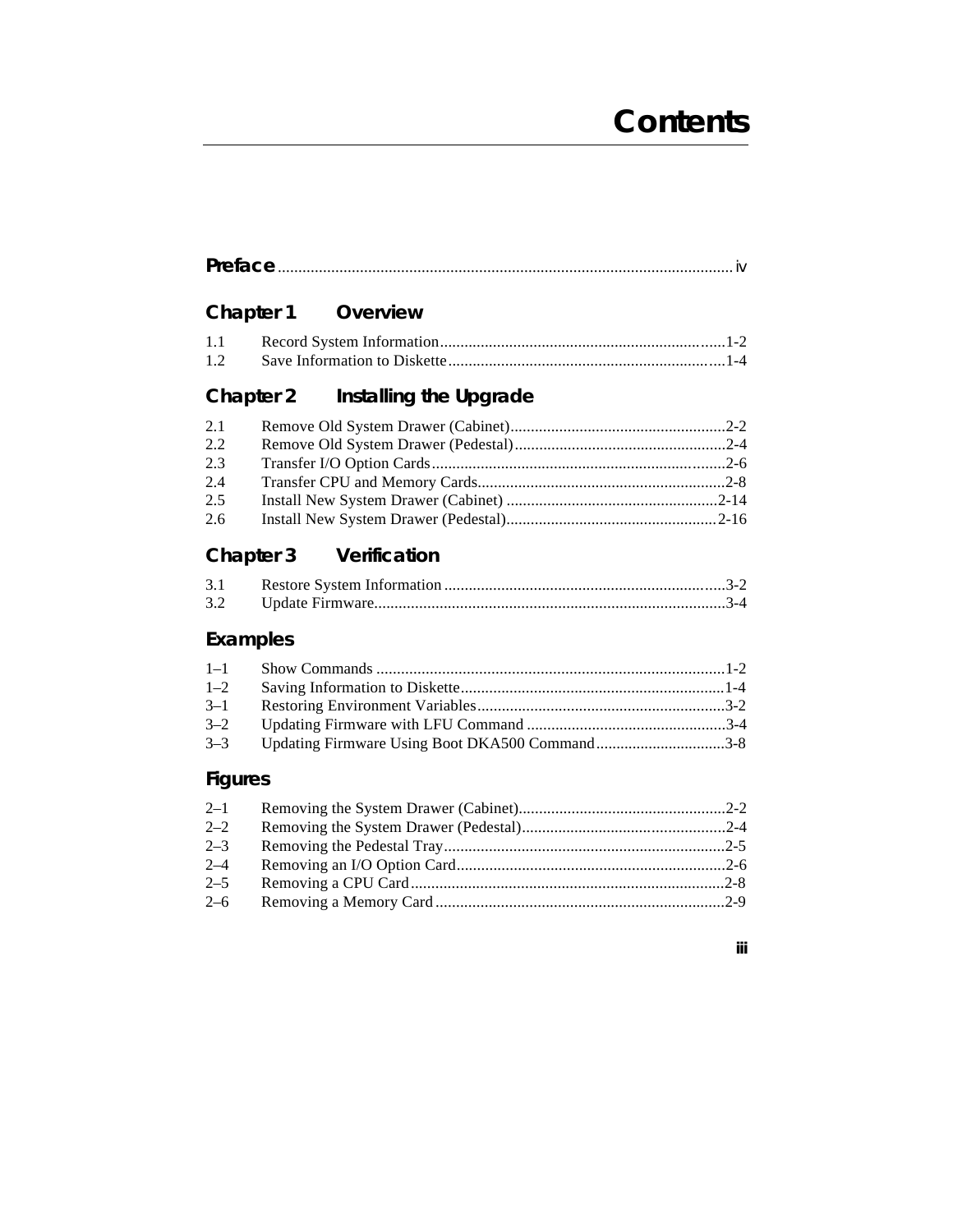# Contents

**Preface** .............................................................................................................. iv

## Chapter 1 Overview

| | | |
|---|---|---|
| 1.1 | Record System Information | 1-2 |
| 1.2 | Save Information to Diskette | 1-4 |

## Chapter 2 Installing the Upgrade

| | | |
|---|---|---|
| 2.1 | Remove Old System Drawer (Cabinet) | 2-2 |
| 2.2 | Remove Old System Drawer (Pedestal) | 2-4 |
| 2.3 | Transfer I/O Option Cards | 2-6 |
| 2.4 | Transfer CPU and Memory Cards | 2-8 |
| 2.5 | Install New System Drawer (Cabinet) | 2-14 |
| 2.6 | Install New System Drawer (Pedestal) | 2-16 |

## Chapter 3 Verification

| | | |
|---|---|---|
| 3.1 | Restore System Information | 3-2 |
| 3.2 | Update Firmware | 3-4 |

## Examples

| | | |
|---|---|---|
| 1–1 | Show Commands | 1-2 |
| 1–2 | Saving Information to Diskette | 1-4 |
| 3–1 | Restoring Environment Variables | 3-2 |
| 3–2 | Updating Firmware with LFU Command | 3-4 |
| 3–3 | Updating Firmware Using Boot DKA500 Command | 3-8 |

## Figures

| | | |
|---|---|---|
| 2–1 | Removing the System Drawer (Cabinet) | 2-2 |
| 2–2 | Removing the System Drawer (Pedestal) | 2-4 |
| 2–3 | Removing the Pedestal Tray | 2-5 |
| 2–4 | Removing an I/O Option Card | 2-6 |
| 2–5 | Removing a CPU Card | 2-8 |
| 2–6 | Removing a Memory Card | 2-9 |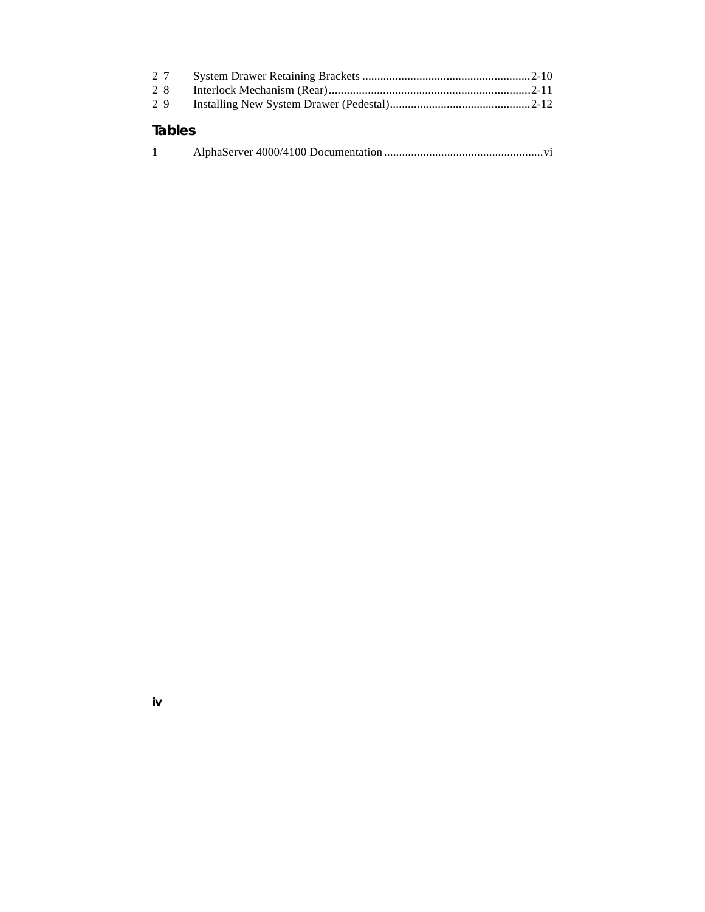2–7 System Drawer Retaining Brackets ........................................................ 2-10
2–8 Interlock Mechanism (Rear) ................................................................. 2-11
2–9 Installing New System Drawer (Pedestal) ............................................... 2-12

## Tables

1 AlphaServer 4000/4100 Documentation ..................................................... vi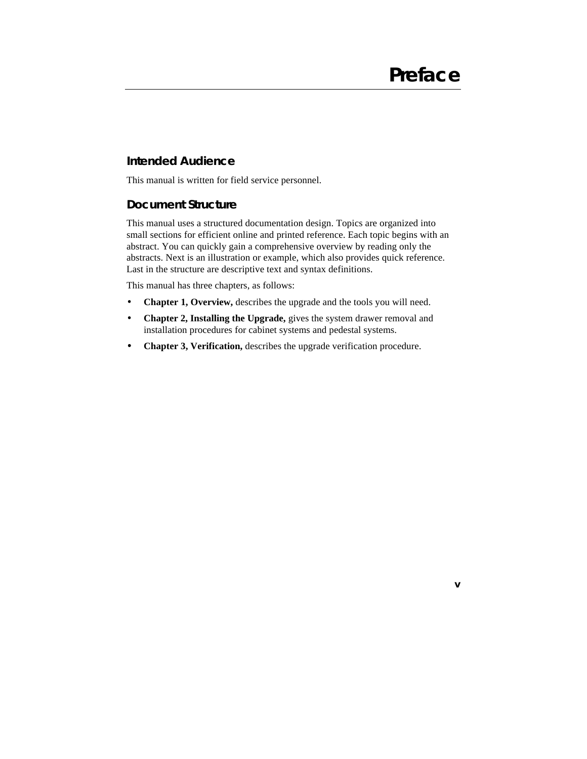# Preface

## Intended Audience

This manual is written for field service personnel.

## Document Structure

This manual uses a structured documentation design. Topics are organized into small sections for efficient online and printed reference. Each topic begins with an abstract. You can quickly gain a comprehensive overview by reading only the abstracts. Next is an illustration or example, which also provides quick reference. Last in the structure are descriptive text and syntax definitions.

This manual has three chapters, as follows:

- **Chapter 1, Overview,** describes the upgrade and the tools you will need.
- **Chapter 2, Installing the Upgrade,** gives the system drawer removal and installation procedures for cabinet systems and pedestal systems.
- **Chapter 3, Verification,** describes the upgrade verification procedure.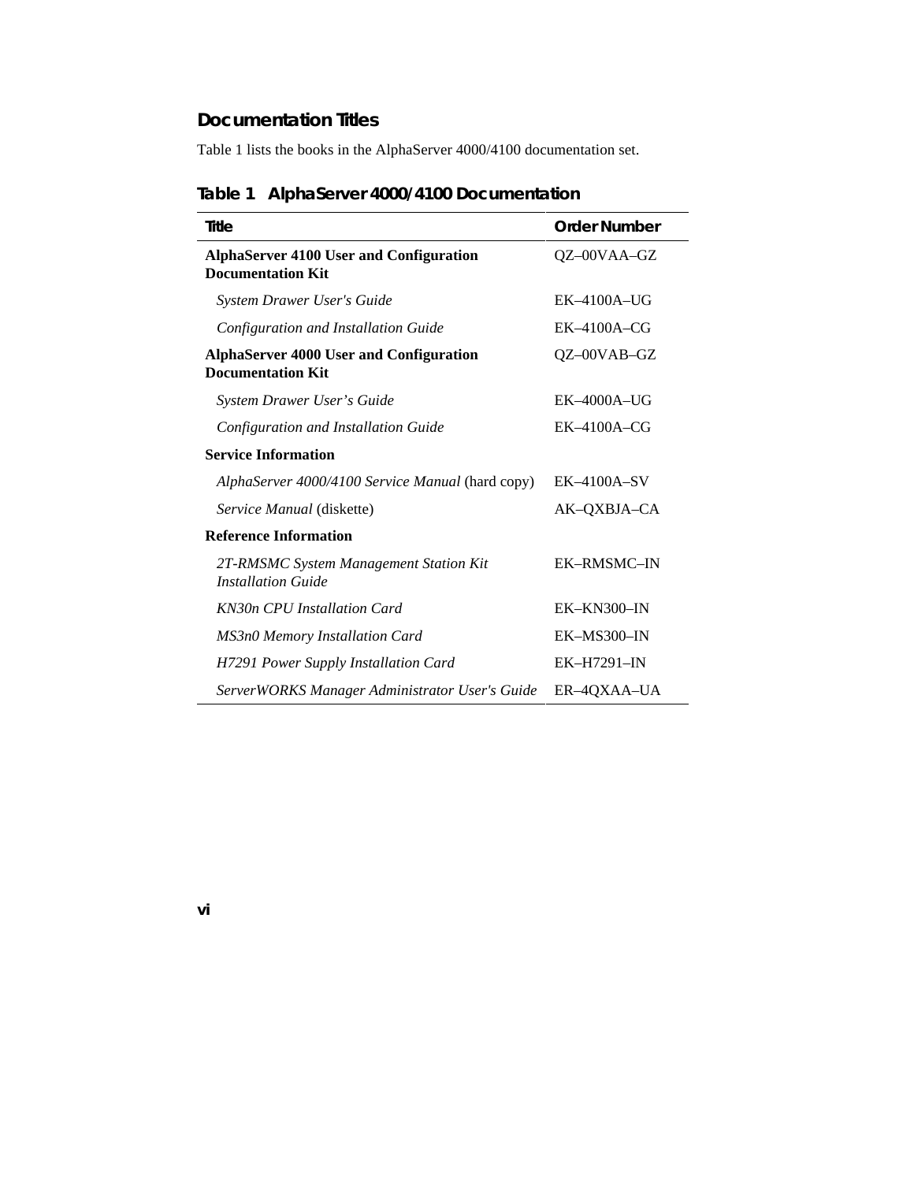## Documentation Titles

Table 1 lists the books in the AlphaServer 4000/4100 documentation set.

### Table 1 AlphaServer 4000/4100 Documentation

| Title | Order Number |
|---|---|
| **AlphaServer 4100 User and Configuration Documentation Kit** | QZ–00VAA–GZ |
| *System Drawer User's Guide* | EK–4100A–UG |
| *Configuration and Installation Guide* | EK–4100A–CG |
| **AlphaServer 4000 User and Configuration Documentation Kit** | QZ–00VAB–GZ |
| *System Drawer User’s Guide* | EK–4000A–UG |
| *Configuration and Installation Guide* | EK–4100A–CG |
| **Service Information** | |
| *AlphaServer 4000/4100 Service Manual* (hard copy) | EK–4100A–SV |
| *Service Manual* (diskette) | AK–QXBJA–CA |
| **Reference Information** | |
| *2T-RMSMC System Management Station Kit Installation Guide* | EK–RMSMC–IN |
| *KN30n CPU Installation Card* | EK–KN300–IN |
| *MS3n0 Memory Installation Card* | EK–MS300–IN |
| *H7291 Power Supply Installation Card* | EK–H7291–IN |
| *ServerWORKS Manager Administrator User's Guide* | ER–4QXAA–UA |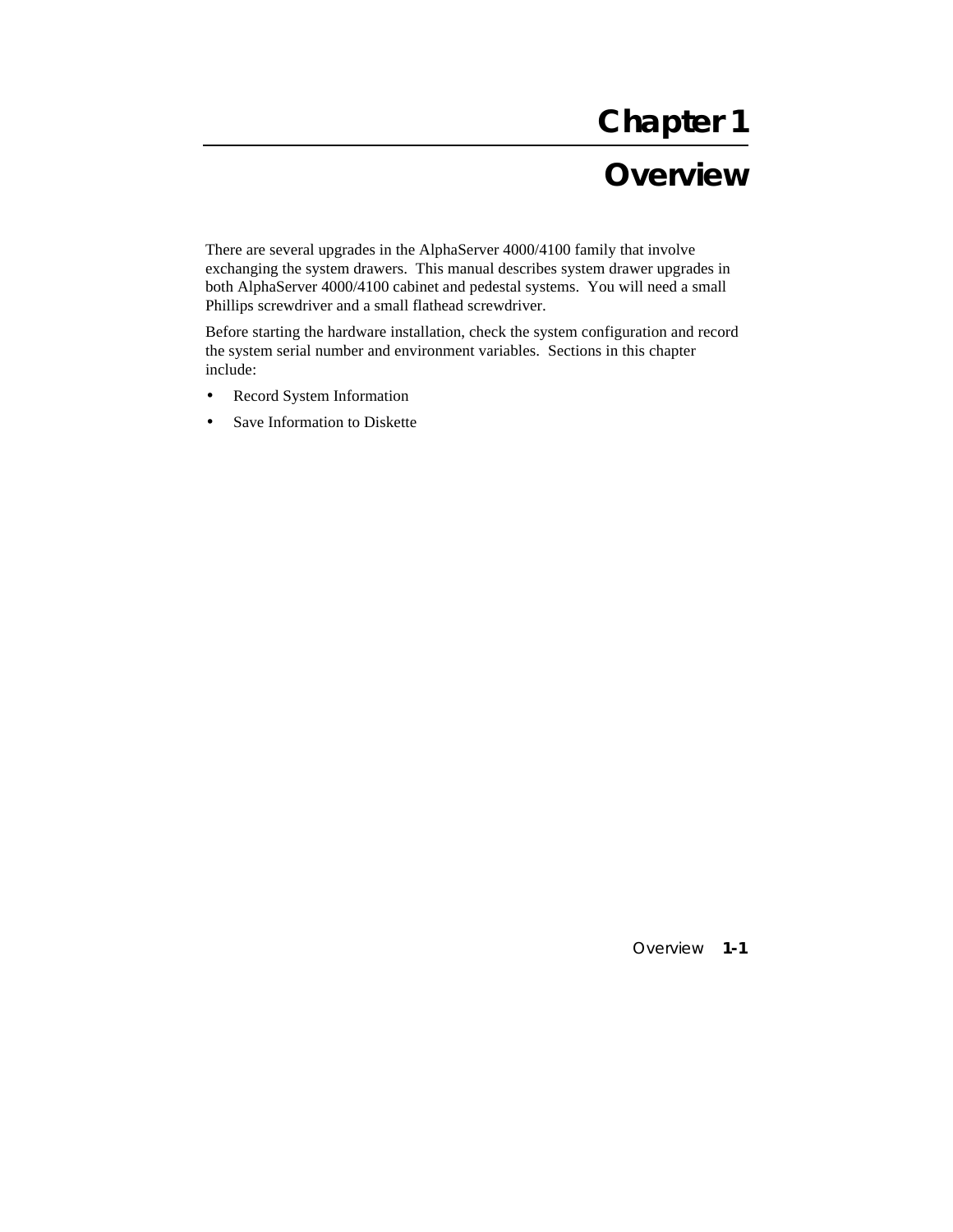# Chapter 1

# Overview

There are several upgrades in the AlphaServer 4000/4100 family that involve exchanging the system drawers. This manual describes system drawer upgrades in both AlphaServer 4000/4100 cabinet and pedestal systems. You will need a small Phillips screwdriver and a small flathead screwdriver.

Before starting the hardware installation, check the system configuration and record the system serial number and environment variables. Sections in this chapter include:

- Record System Information
- Save Information to Diskette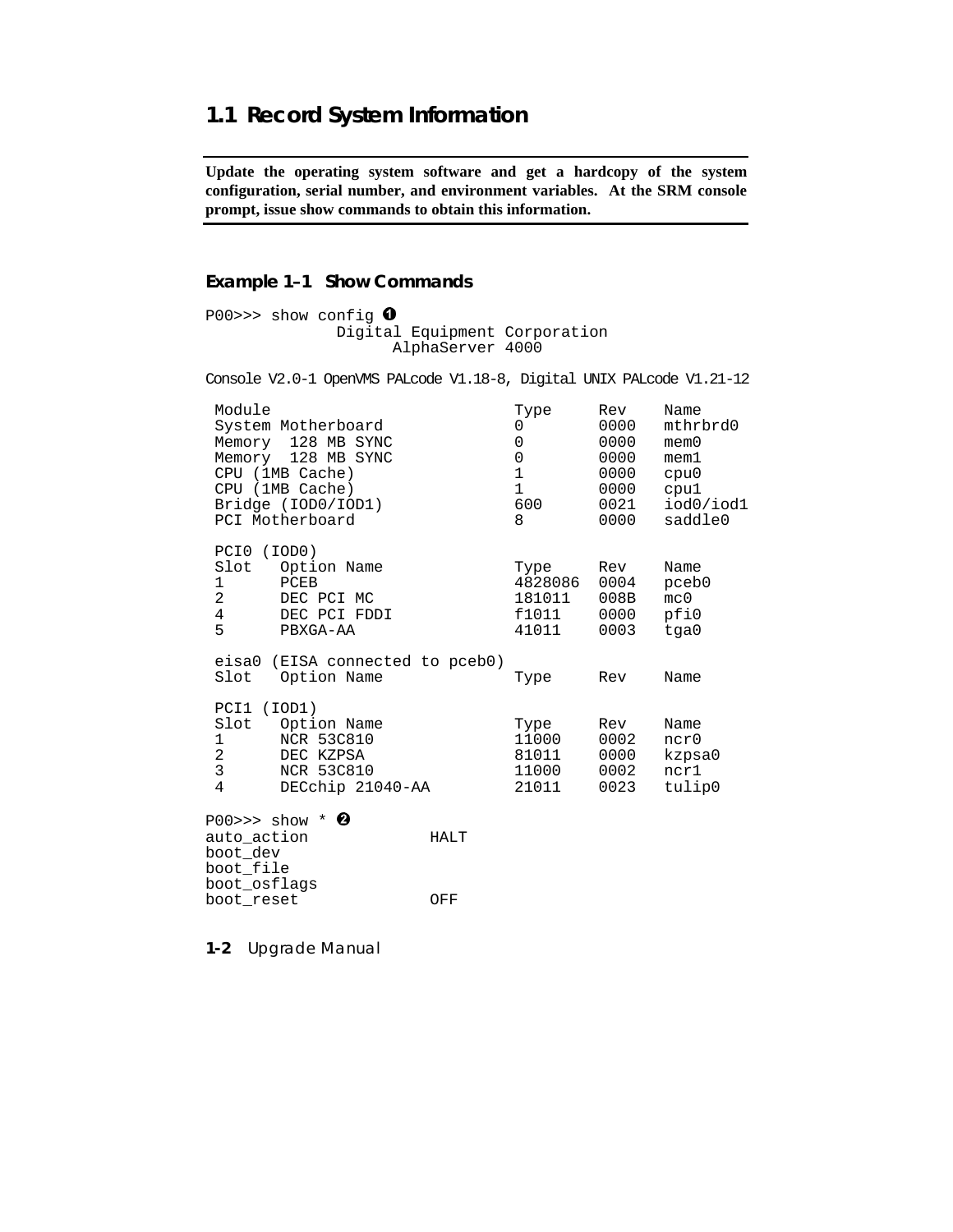## 1.1 Record System Information

**Update the operating system software and get a hardcopy of the system configuration, serial number, and environment variables. At the SRM console prompt, issue show commands to obtain this information.**

### Example 1–1 Show Commands

```
P00>>> show config ❶
              Digital Equipment Corporation
                    AlphaServer 4000

Console V2.0-1 OpenVMS PALcode V1.18-8, Digital UNIX PALcode V1.21-12

 Module                             Type     Rev    Name
 System Motherboard                 0        0000   mthrbrd0
 Memory  128 MB SYNC                0        0000   mem0
 Memory  128 MB SYNC                0        0000   mem1
 CPU (1MB Cache)                    1        0000   cpu0
 CPU (1MB Cache)                    1        0000   cpu1
 Bridge (IOD0/IOD1)                 600      0021   iod0/iod1
 PCI Motherboard                    8        0000   saddle0

 PCI0 (IOD0)
 Slot   Option Name                 Type     Rev    Name
 1      PCEB                        4828086  0004   pceb0
 2      DEC PCI MC                  181011   008B   mc0
 4      DEC PCI FDDI                f1011    0000   pfi0
 5      PBXGA-AA                    41011    0003   tga0

 eisa0 (EISA connected to pceb0)
 Slot   Option Name                 Type     Rev    Name

 PCI1 (IOD1)
 Slot   Option Name                 Type     Rev    Name
 1      NCR 53C810                  11000    0002   ncr0
 2      DEC KZPSA                   81011    0000   kzpsa0
 3      NCR 53C810                  11000    0002   ncr1
 4      DECchip 21040-AA            21011    0023   tulip0

P00>>> show * ❷
auto_action             HALT
boot_dev
boot_file
boot_osflags
boot_reset              OFF
```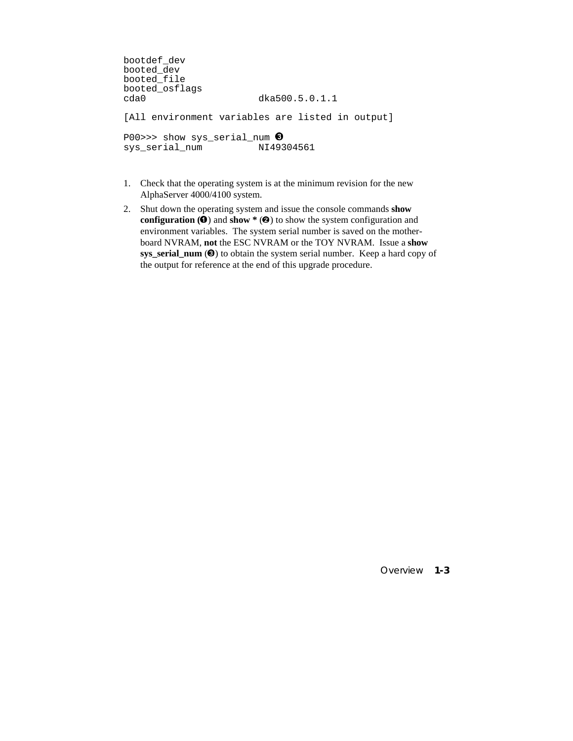```
bootdef_dev
booted_dev
booted_file
booted_osflags
cda0                   dka500.5.0.1.1

[All environment variables are listed in output]

P00>>> show sys_serial_num ❸
sys_serial_num         NI49304561
```

1. Check that the operating system is at the minimum revision for the new AlphaServer 4000/4100 system.
2. Shut down the operating system and issue the console commands **show configuration (❶**) and **show *** (❷) to show the system configuration and environment variables. The system serial number is saved on the mother-board NVRAM, **not** the ESC NVRAM or the TOY NVRAM. Issue a **show sys_serial_num** (❸) to obtain the system serial number. Keep a hard copy of the output for reference at the end of this upgrade procedure.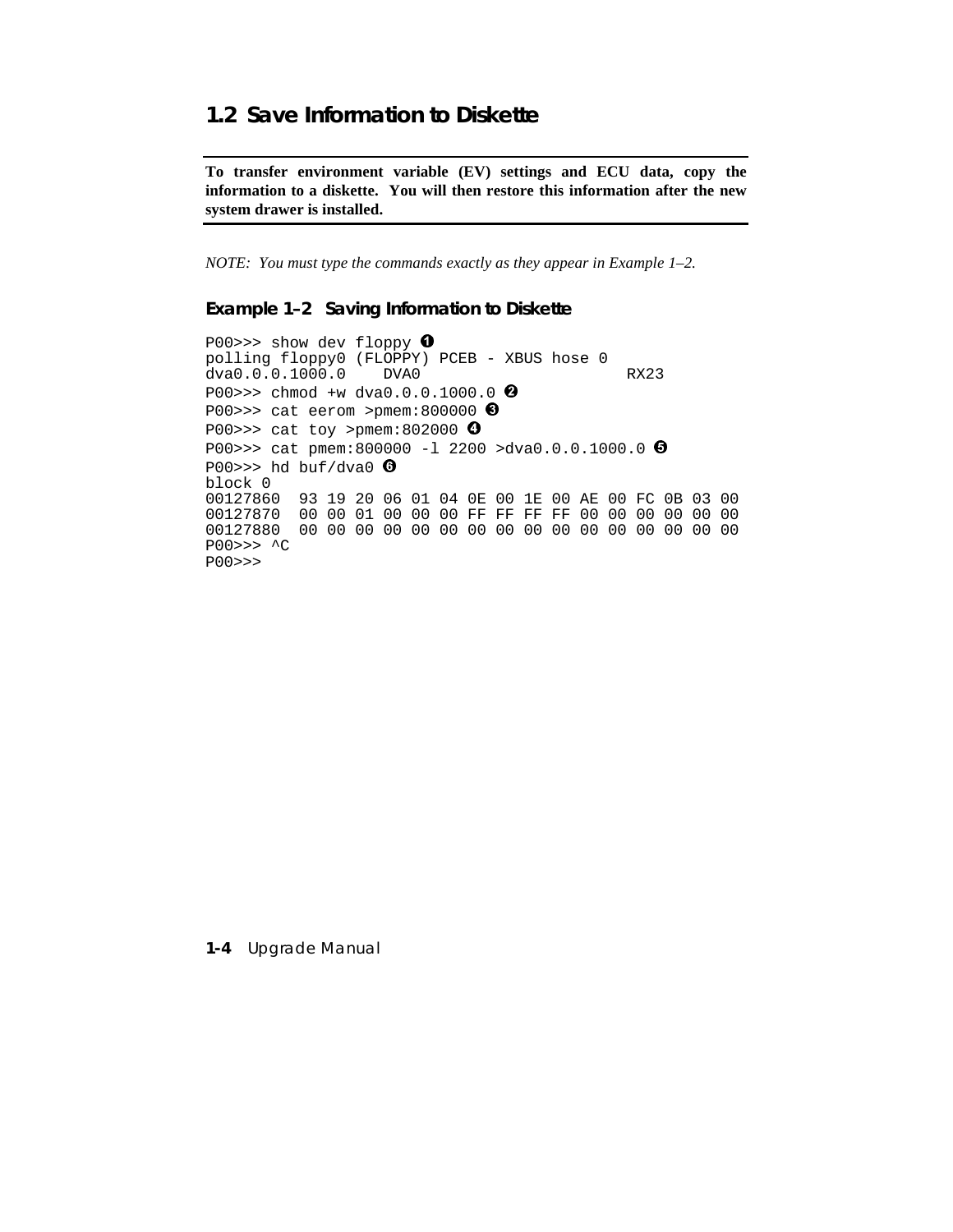## 1.2 Save Information to Diskette

**To transfer environment variable (EV) settings and ECU data, copy the information to a diskette. You will then restore this information after the new system drawer is installed.**

*NOTE: You must type the commands exactly as they appear in Example 1–2.*

### Example 1–2 Saving Information to Diskette

```
P00>>> show dev floppy ❶
polling floppy0 (FLOPPY) PCEB - XBUS hose 0
dva0.0.0.1000.0    DVA0                        RX23
P00>>> chmod +w dva0.0.0.1000.0 ❷
P00>>> cat eerom >pmem:800000 ❸
P00>>> cat toy >pmem:802000 ❹
P00>>> cat pmem:800000 -l 2200 >dva0.0.0.1000.0 ❺
P00>>> hd buf/dva0 ❻
block 0
00127860  93 19 20 06 01 04 0E 00 1E 00 AE 00 FC 0B 03 00
00127870  00 00 01 00 00 00 FF FF FF FF 00 00 00 00 00 00
00127880  00 00 00 00 00 00 00 00 00 00 00 00 00 00 00 00
P00>>> ^C
P00>>>
```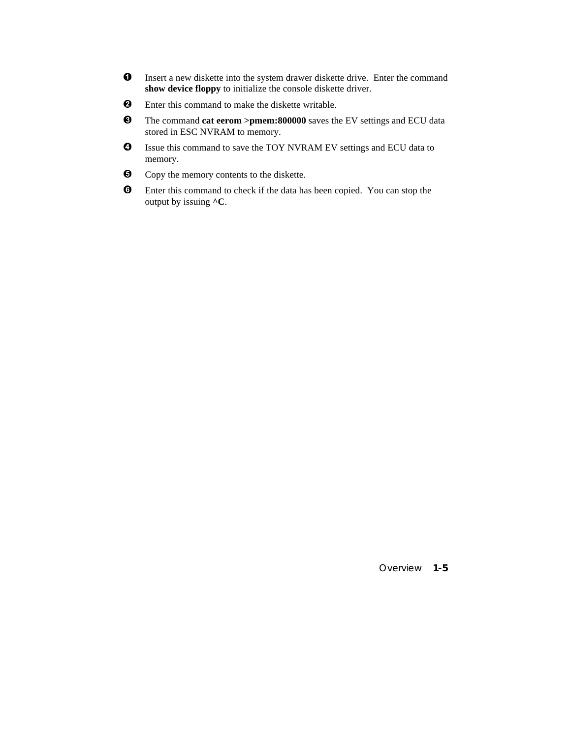❶ Insert a new diskette into the system drawer diskette drive. Enter the command **show device floppy** to initialize the console diskette driver.

❷ Enter this command to make the diskette writable.

❸ The command **cat eerom >pmem:800000** saves the EV settings and ECU data stored in ESC NVRAM to memory.

❹ Issue this command to save the TOY NVRAM EV settings and ECU data to memory.

❺ Copy the memory contents to the diskette.

❻ Enter this command to check if the data has been copied. You can stop the output by issuing **^C**.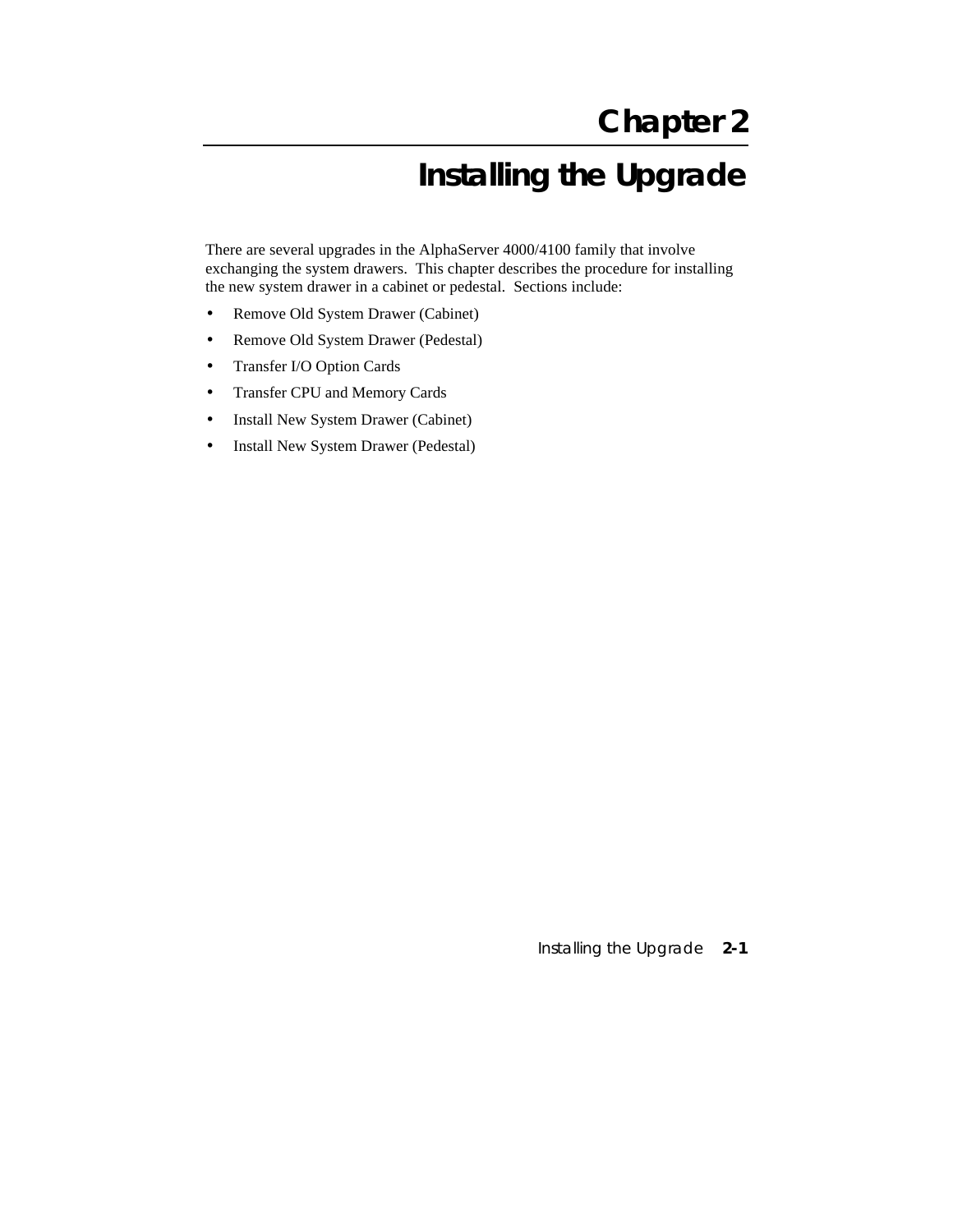# Chapter 2

# Installing the Upgrade

There are several upgrades in the AlphaServer 4000/4100 family that involve exchanging the system drawers. This chapter describes the procedure for installing the new system drawer in a cabinet or pedestal. Sections include:

- Remove Old System Drawer (Cabinet)
- Remove Old System Drawer (Pedestal)
- Transfer I/O Option Cards
- Transfer CPU and Memory Cards
- Install New System Drawer (Cabinet)
- Install New System Drawer (Pedestal)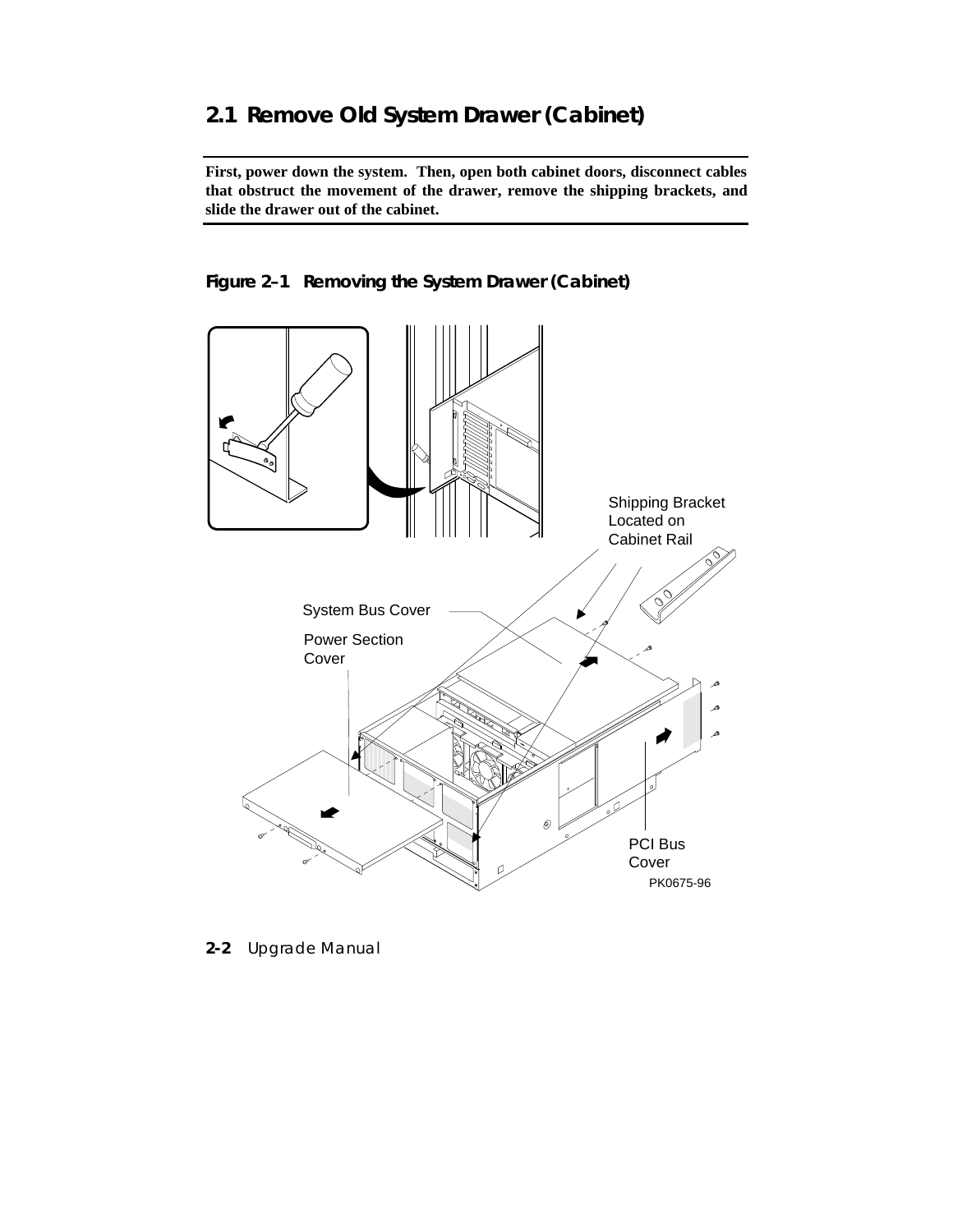## 2.1 Remove Old System Drawer (Cabinet)

**First, power down the system. Then, open both cabinet doors, disconnect cables that obstruct the movement of the drawer, remove the shipping brackets, and slide the drawer out of the cabinet.**

**Figure 2–1 Removing the System Drawer (Cabinet)**

Shipping Bracket Located on Cabinet Rail

System Bus Cover

Power Section Cover

PCI Bus Cover

PK0675-96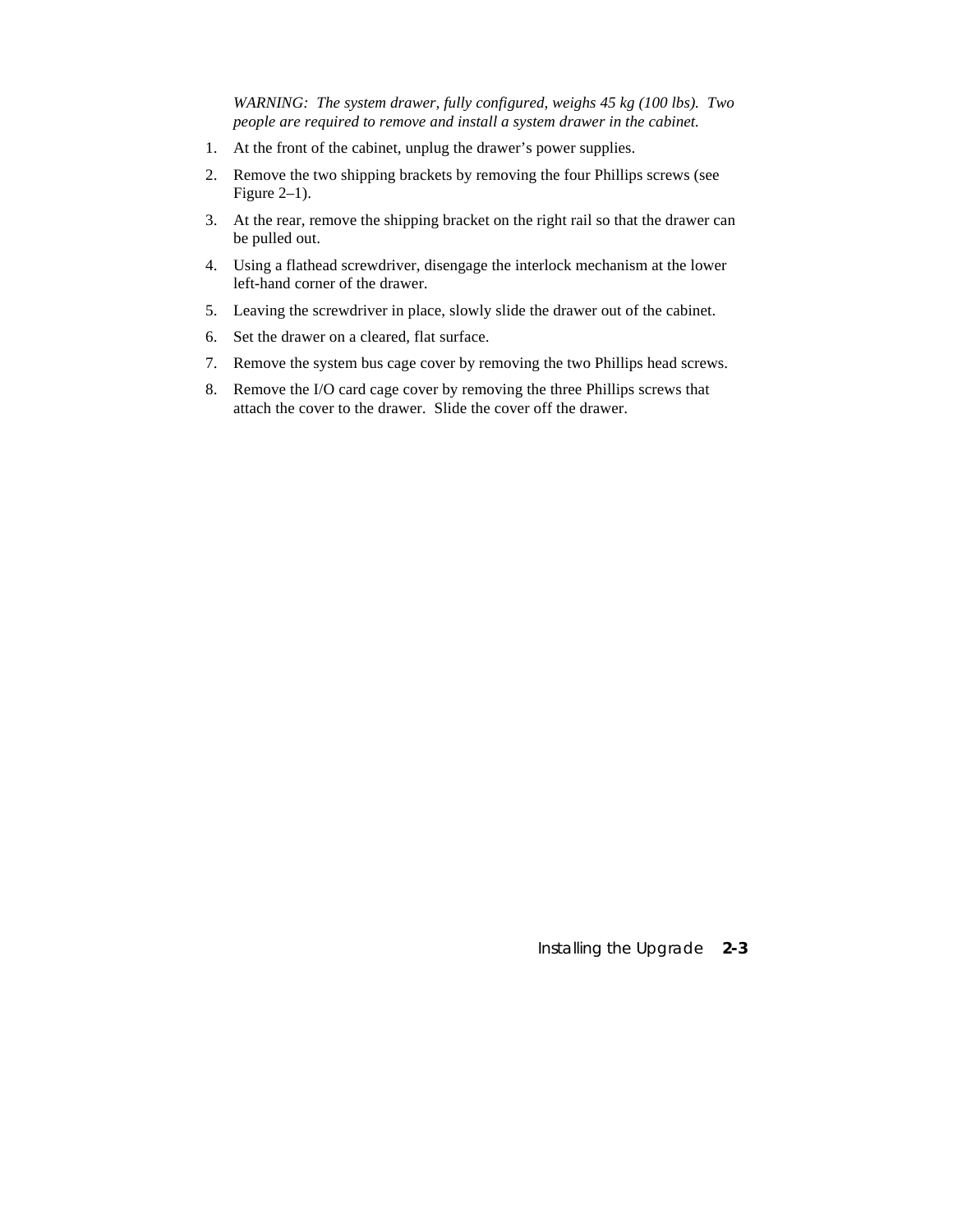*WARNING: The system drawer, fully configured, weighs 45 kg (100 lbs). Two people are required to remove and install a system drawer in the cabinet.*

1. At the front of the cabinet, unplug the drawer's power supplies.
2. Remove the two shipping brackets by removing the four Phillips screws (see Figure 2–1).
3. At the rear, remove the shipping bracket on the right rail so that the drawer can be pulled out.
4. Using a flathead screwdriver, disengage the interlock mechanism at the lower left-hand corner of the drawer.
5. Leaving the screwdriver in place, slowly slide the drawer out of the cabinet.
6. Set the drawer on a cleared, flat surface.
7. Remove the system bus cage cover by removing the two Phillips head screws.
8. Remove the I/O card cage cover by removing the three Phillips screws that attach the cover to the drawer. Slide the cover off the drawer.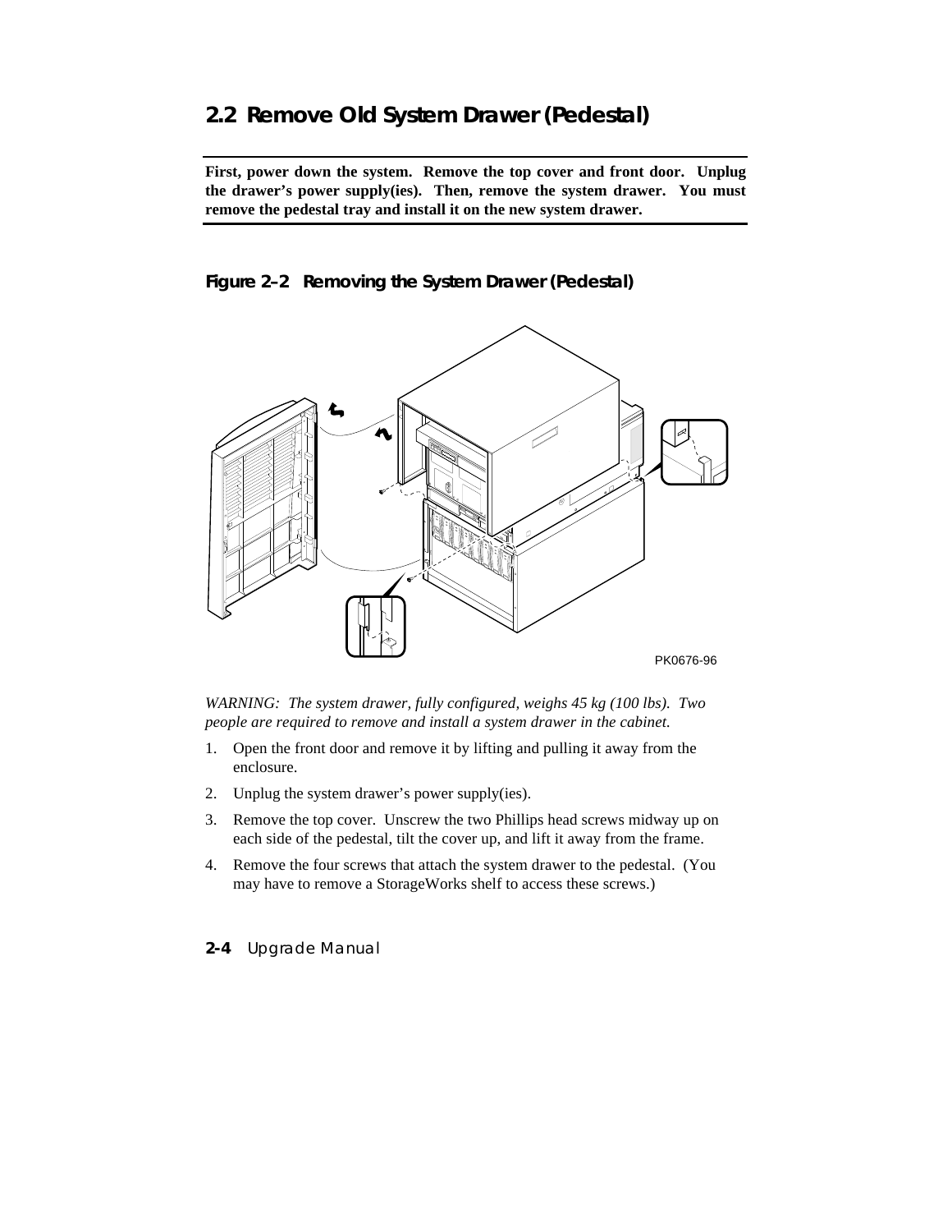## 2.2 Remove Old System Drawer (Pedestal)

**First, power down the system. Remove the top cover and front door. Unplug the drawer's power supply(ies). Then, remove the system drawer. You must remove the pedestal tray and install it on the new system drawer.**

**Figure 2–2 Removing the System Drawer (Pedestal)**

PK0676-96

*WARNING: The system drawer, fully configured, weighs 45 kg (100 lbs). Two people are required to remove and install a system drawer in the cabinet.*

1. Open the front door and remove it by lifting and pulling it away from the enclosure.
2. Unplug the system drawer's power supply(ies).
3. Remove the top cover. Unscrew the two Phillips head screws midway up on each side of the pedestal, tilt the cover up, and lift it away from the frame.
4. Remove the four screws that attach the system drawer to the pedestal. (You may have to remove a StorageWorks shelf to access these screws.)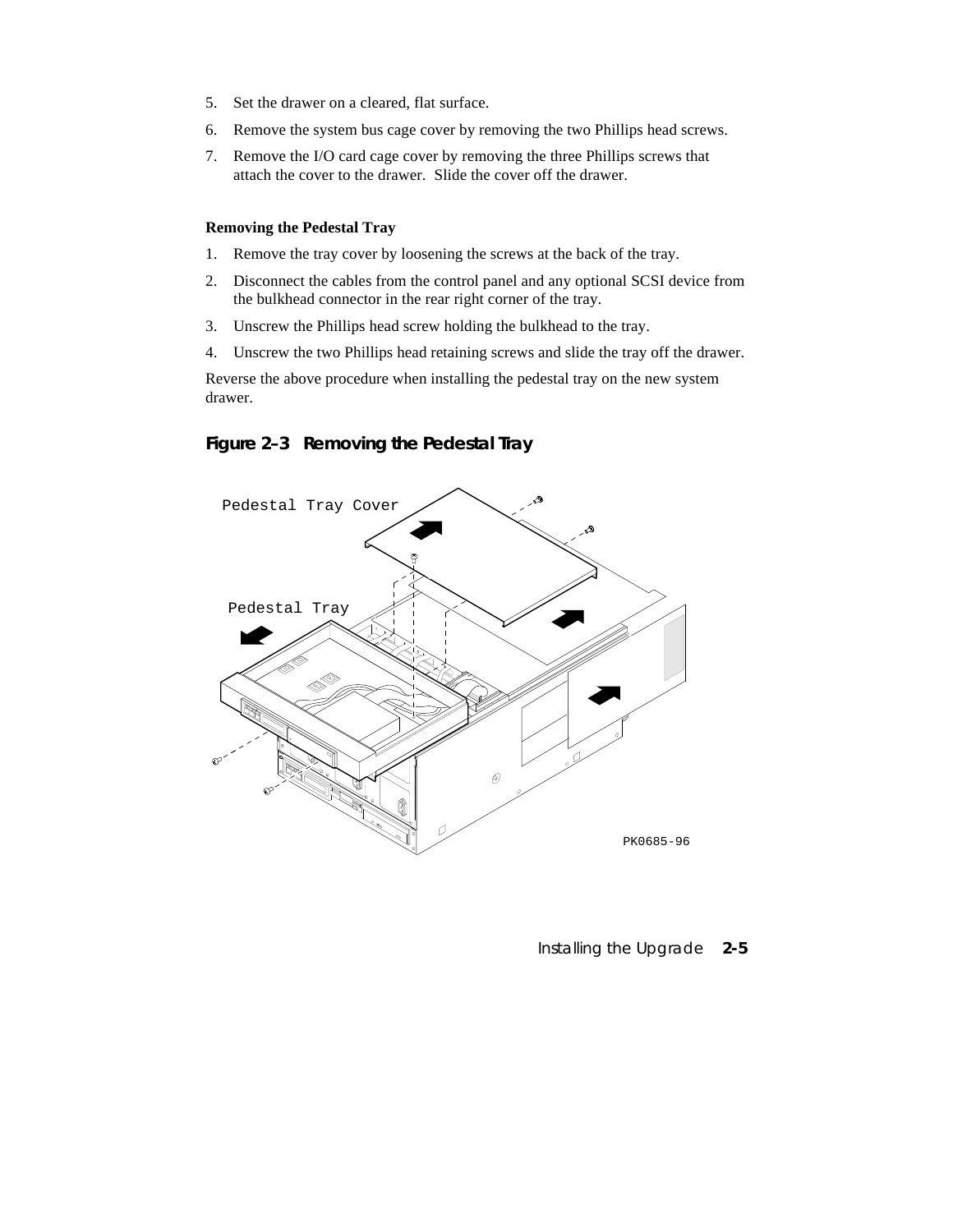5. Set the drawer on a cleared, flat surface.
6. Remove the system bus cage cover by removing the two Phillips head screws.
7. Remove the I/O card cage cover by removing the three Phillips screws that attach the cover to the drawer. Slide the cover off the drawer.

**Removing the Pedestal Tray**

1. Remove the tray cover by loosening the screws at the back of the tray.
2. Disconnect the cables from the control panel and any optional SCSI device from the bulkhead connector in the rear right corner of the tray.
3. Unscrew the Phillips head screw holding the bulkhead to the tray.
4. Unscrew the two Phillips head retaining screws and slide the tray off the drawer.

Reverse the above procedure when installing the pedestal tray on the new system drawer.

**Figure 2–3 Removing the Pedestal Tray**

Pedestal Tray Cover

Pedestal Tray

PK0685-96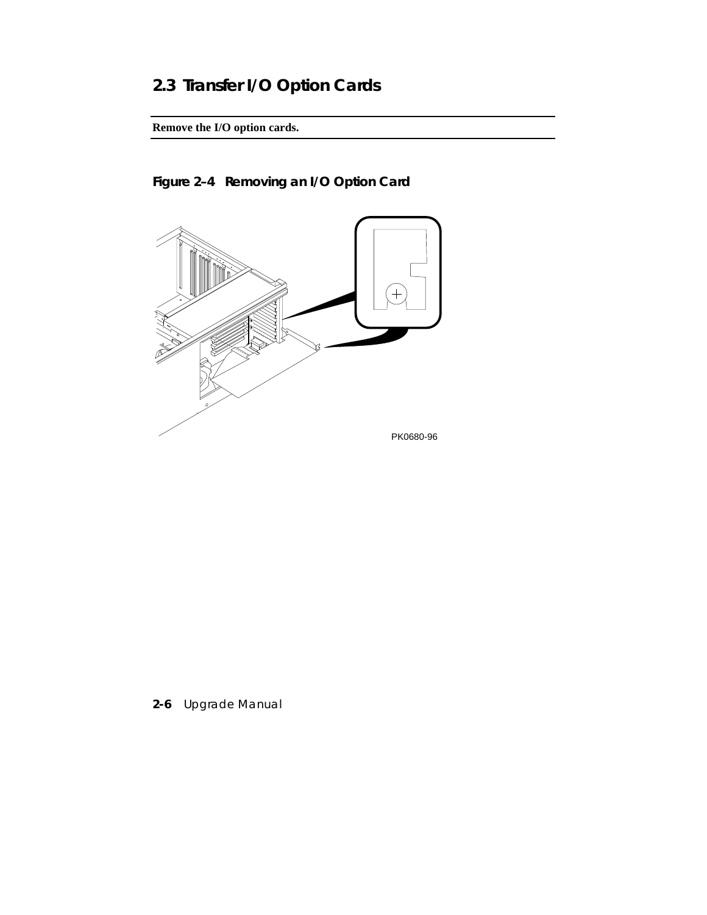## 2.3 Transfer I/O Option Cards

**Remove the I/O option cards.**

**Figure 2–4 Removing an I/O Option Card**

PK0680-96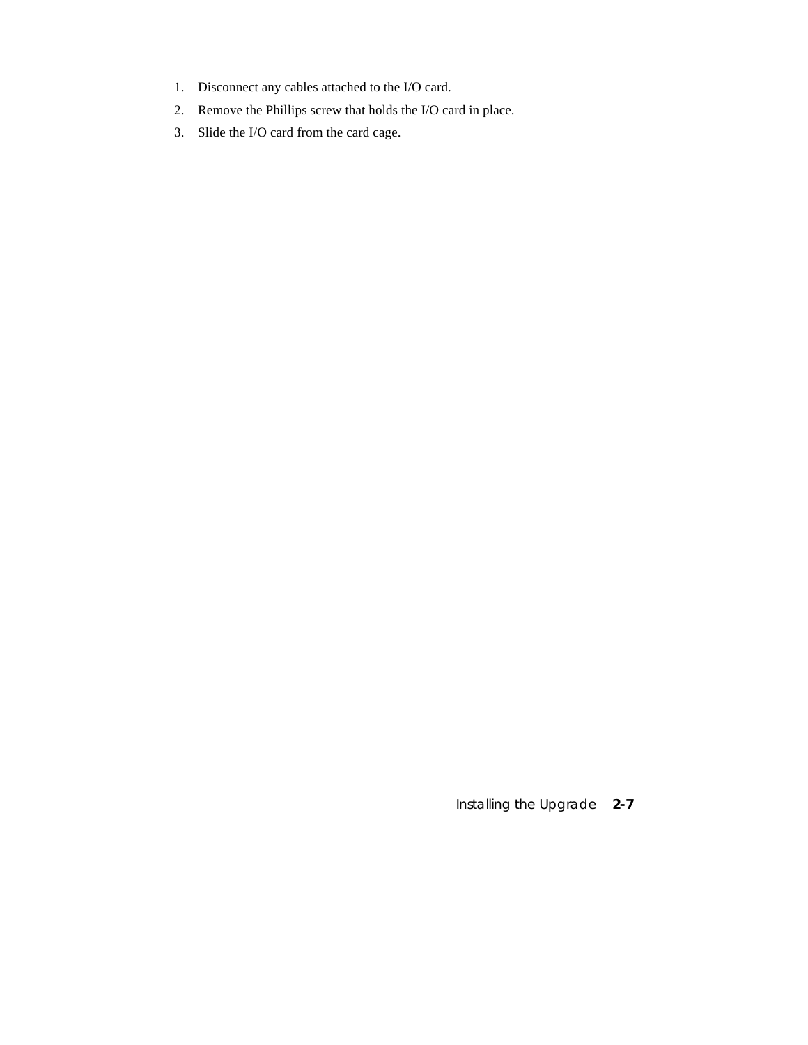1. Disconnect any cables attached to the I/O card.
2. Remove the Phillips screw that holds the I/O card in place.
3. Slide the I/O card from the card cage.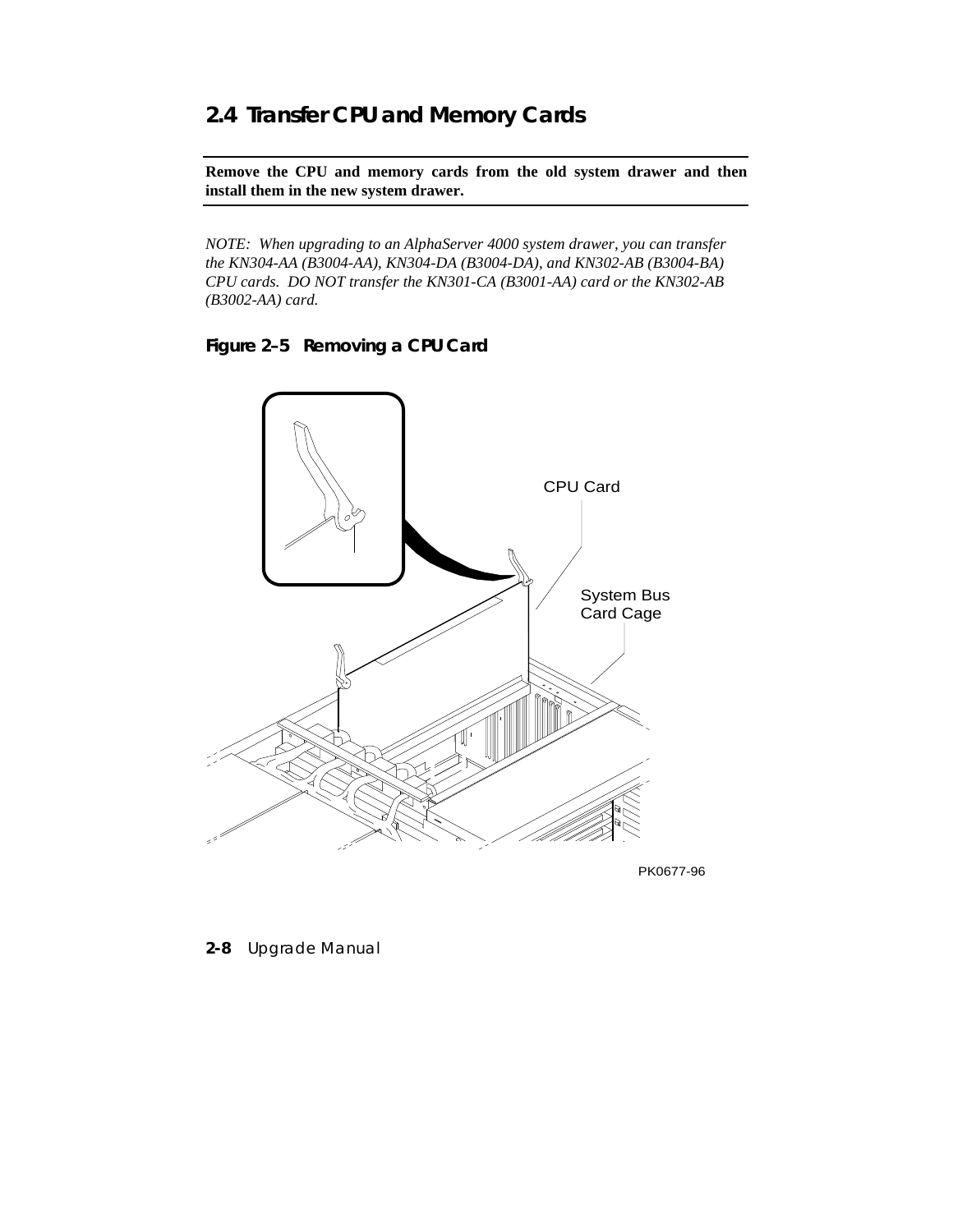## 2.4 Transfer CPU and Memory Cards

**Remove the CPU and memory cards from the old system drawer and then install them in the new system drawer.**

*NOTE: When upgrading to an AlphaServer 4000 system drawer, you can transfer the KN304-AA (B3004-AA), KN304-DA (B3004-DA), and KN302-AB (B3004-BA) CPU cards. DO NOT transfer the KN301-CA (B3001-AA) card or the KN302-AB (B3002-AA) card.*

### Figure 2–5 Removing a CPU Card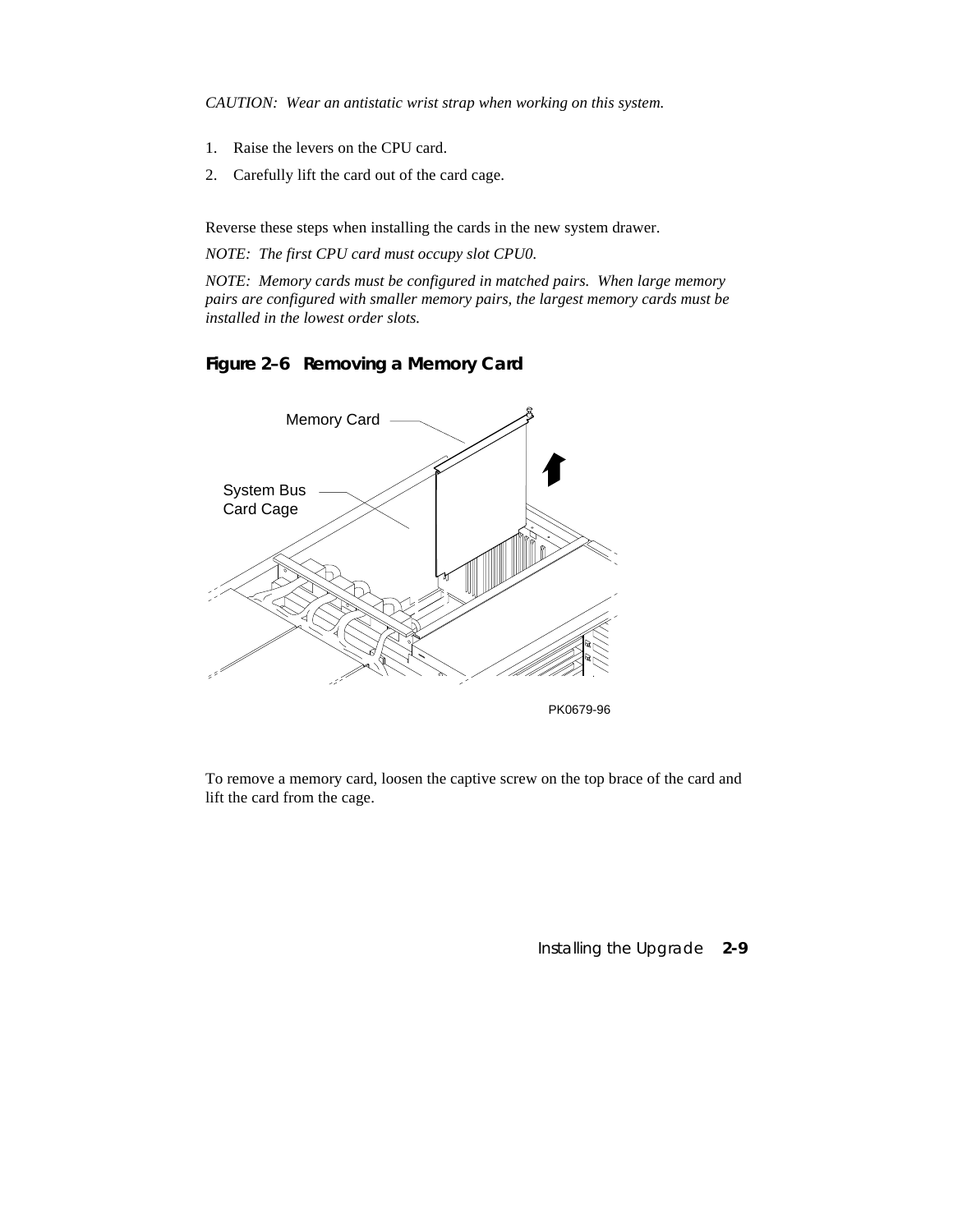*CAUTION: Wear an antistatic wrist strap when working on this system.*

1. Raise the levers on the CPU card.
2. Carefully lift the card out of the card cage.

Reverse these steps when installing the cards in the new system drawer.

*NOTE: The first CPU card must occupy slot CPU0.*

*NOTE: Memory cards must be configured in matched pairs. When large memory pairs are configured with smaller memory pairs, the largest memory cards must be installed in the lowest order slots.*

**Figure 2–6 Removing a Memory Card**

Memory Card

System Bus Card Cage

PK0679-96

To remove a memory card, loosen the captive screw on the top brace of the card and lift the card from the cage.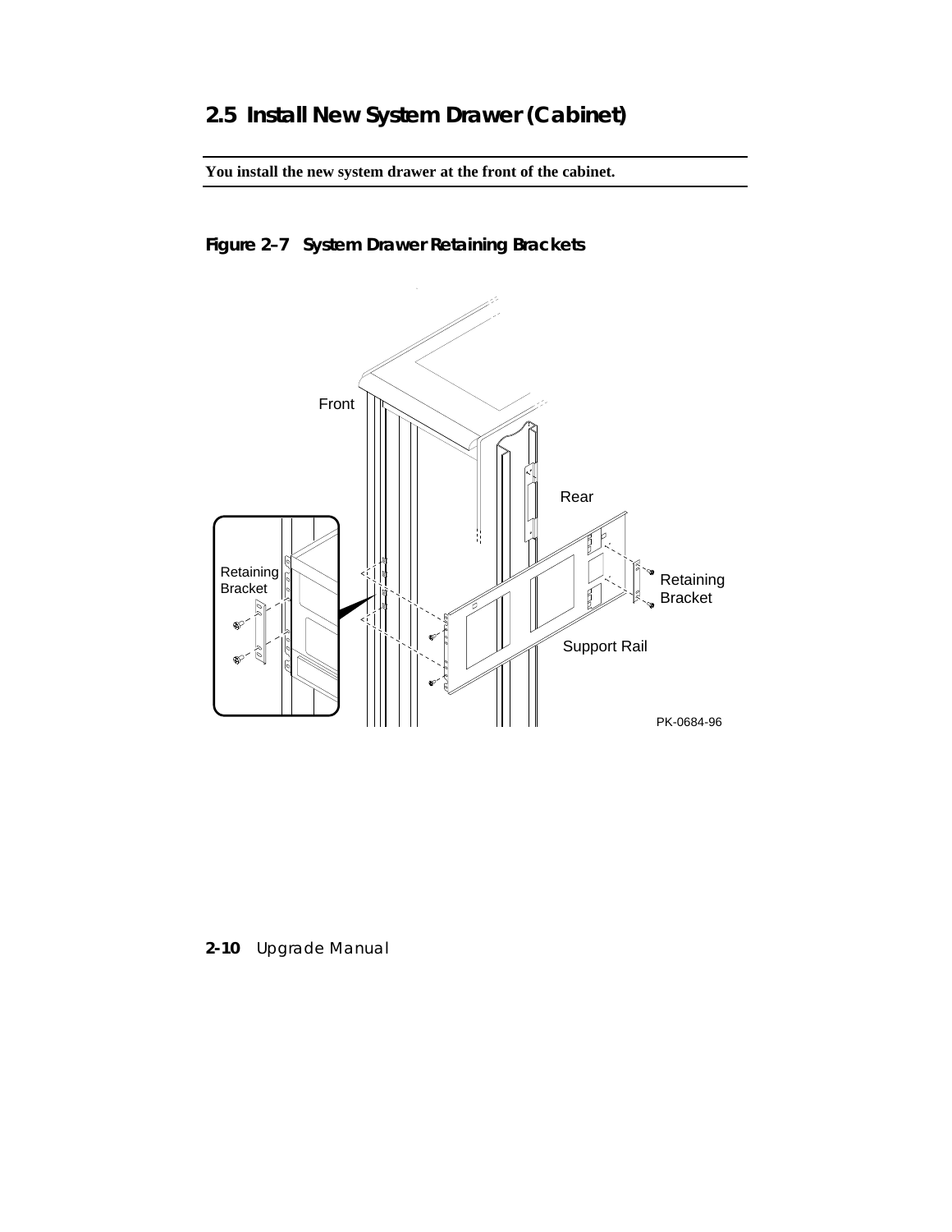## 2.5 Install New System Drawer (Cabinet)

**You install the new system drawer at the front of the cabinet.**

**Figure 2–7 System Drawer Retaining Brackets**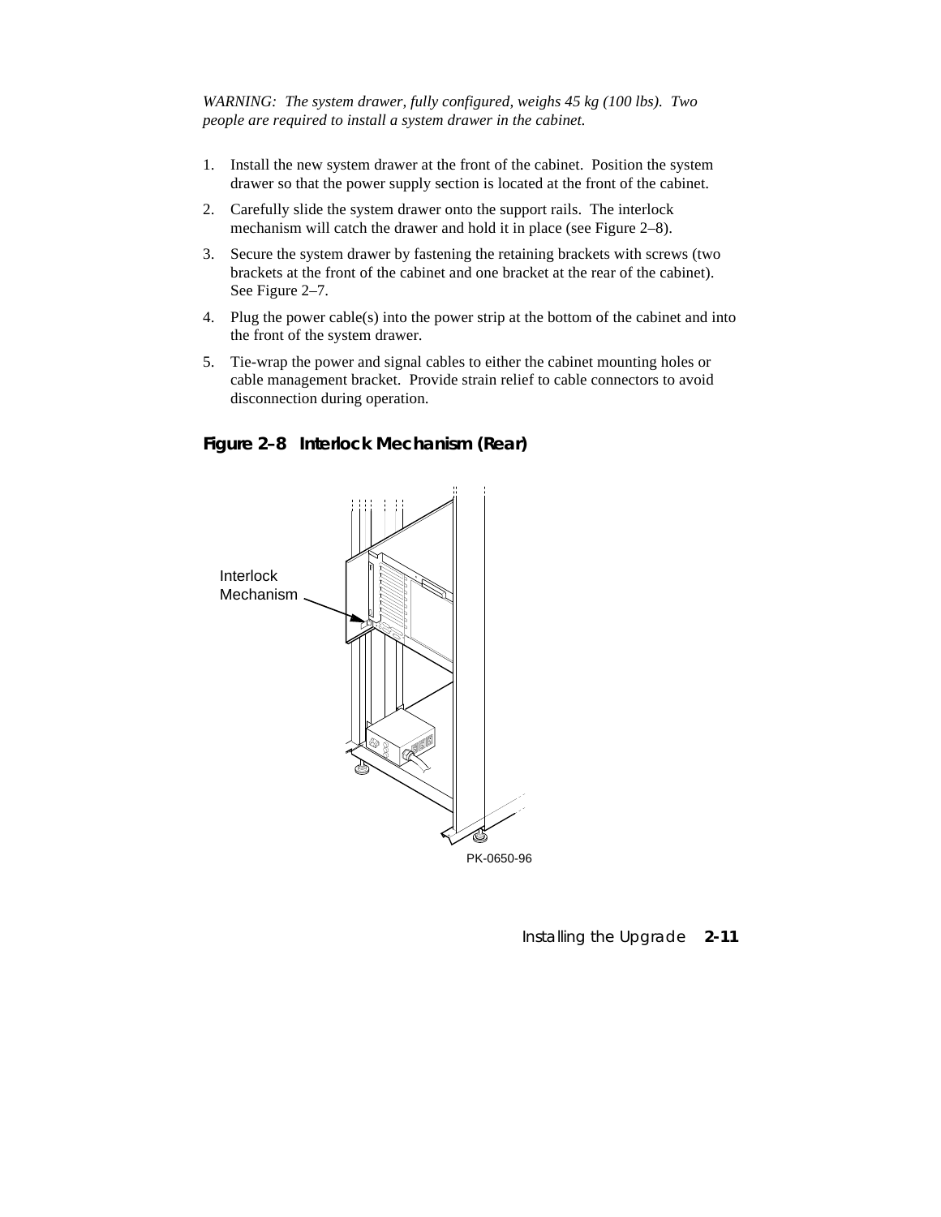*WARNING: The system drawer, fully configured, weighs 45 kg (100 lbs). Two people are required to install a system drawer in the cabinet.*

1. Install the new system drawer at the front of the cabinet. Position the system drawer so that the power supply section is located at the front of the cabinet.
2. Carefully slide the system drawer onto the support rails. The interlock mechanism will catch the drawer and hold it in place (see Figure 2–8).
3. Secure the system drawer by fastening the retaining brackets with screws (two brackets at the front of the cabinet and one bracket at the rear of the cabinet). See Figure 2–7.
4. Plug the power cable(s) into the power strip at the bottom of the cabinet and into the front of the system drawer.
5. Tie-wrap the power and signal cables to either the cabinet mounting holes or cable management bracket. Provide strain relief to cable connectors to avoid disconnection during operation.

**Figure 2–8 Interlock Mechanism (Rear)**

Interlock Mechanism

PK-0650-96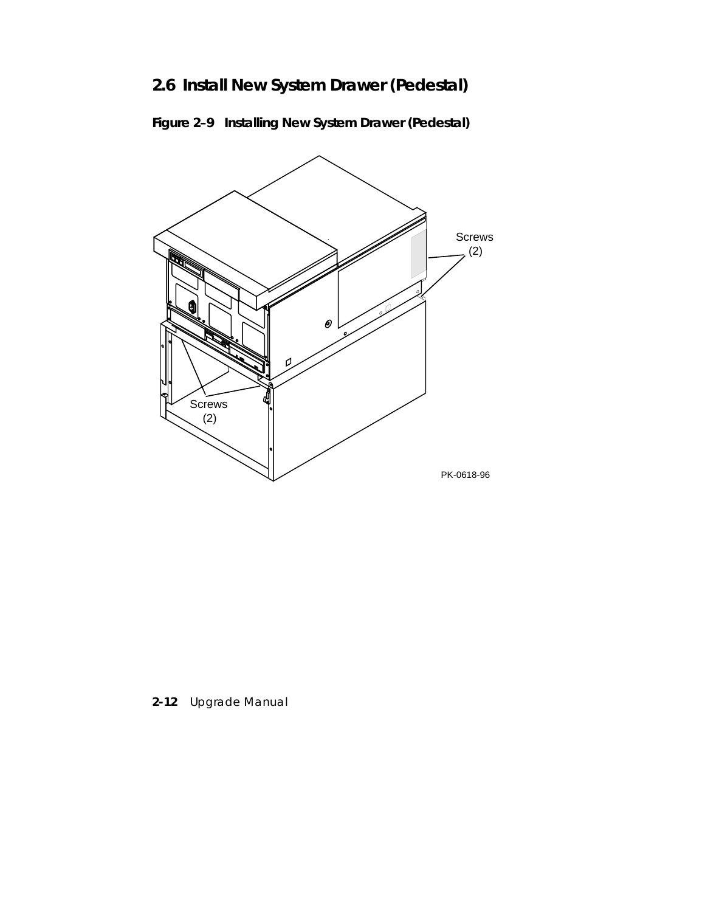## 2.6 Install New System Drawer (Pedestal)

**Figure 2–9 Installing New System Drawer (Pedestal)**

Screws (2)

Screws (2)

PK-0618-96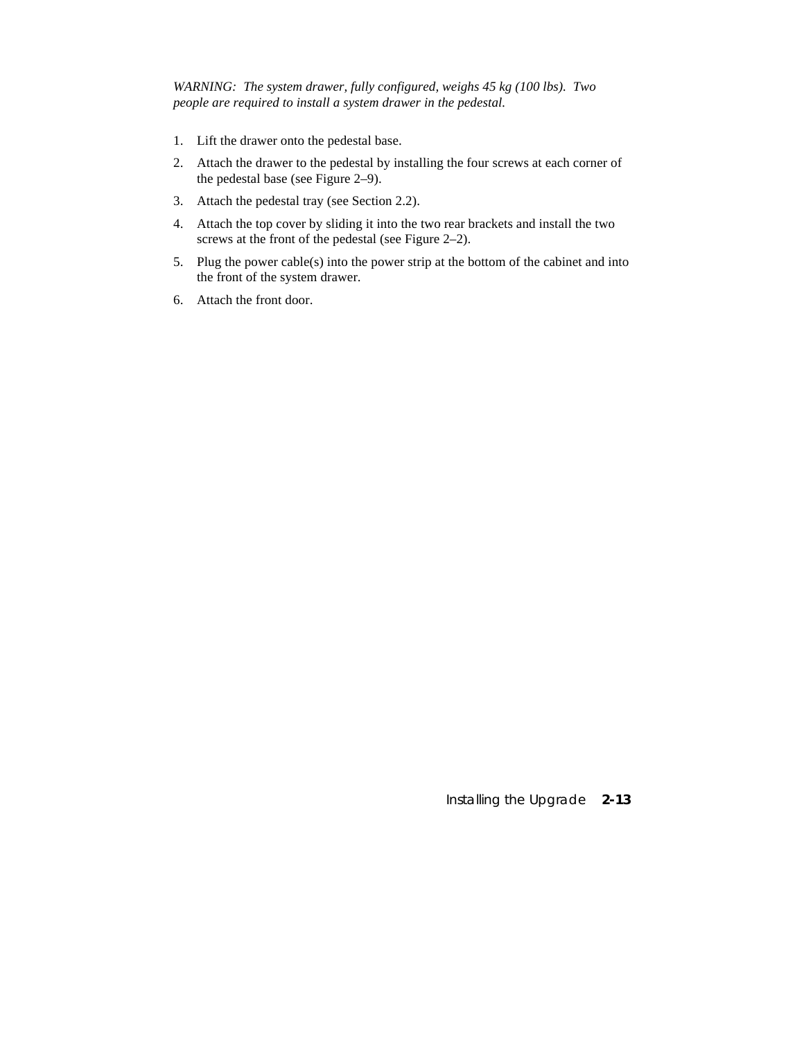*WARNING: The system drawer, fully configured, weighs 45 kg (100 lbs). Two people are required to install a system drawer in the pedestal.*

1. Lift the drawer onto the pedestal base.
2. Attach the drawer to the pedestal by installing the four screws at each corner of the pedestal base (see Figure 2–9).
3. Attach the pedestal tray (see Section 2.2).
4. Attach the top cover by sliding it into the two rear brackets and install the two screws at the front of the pedestal (see Figure 2–2).
5. Plug the power cable(s) into the power strip at the bottom of the cabinet and into the front of the system drawer.
6. Attach the front door.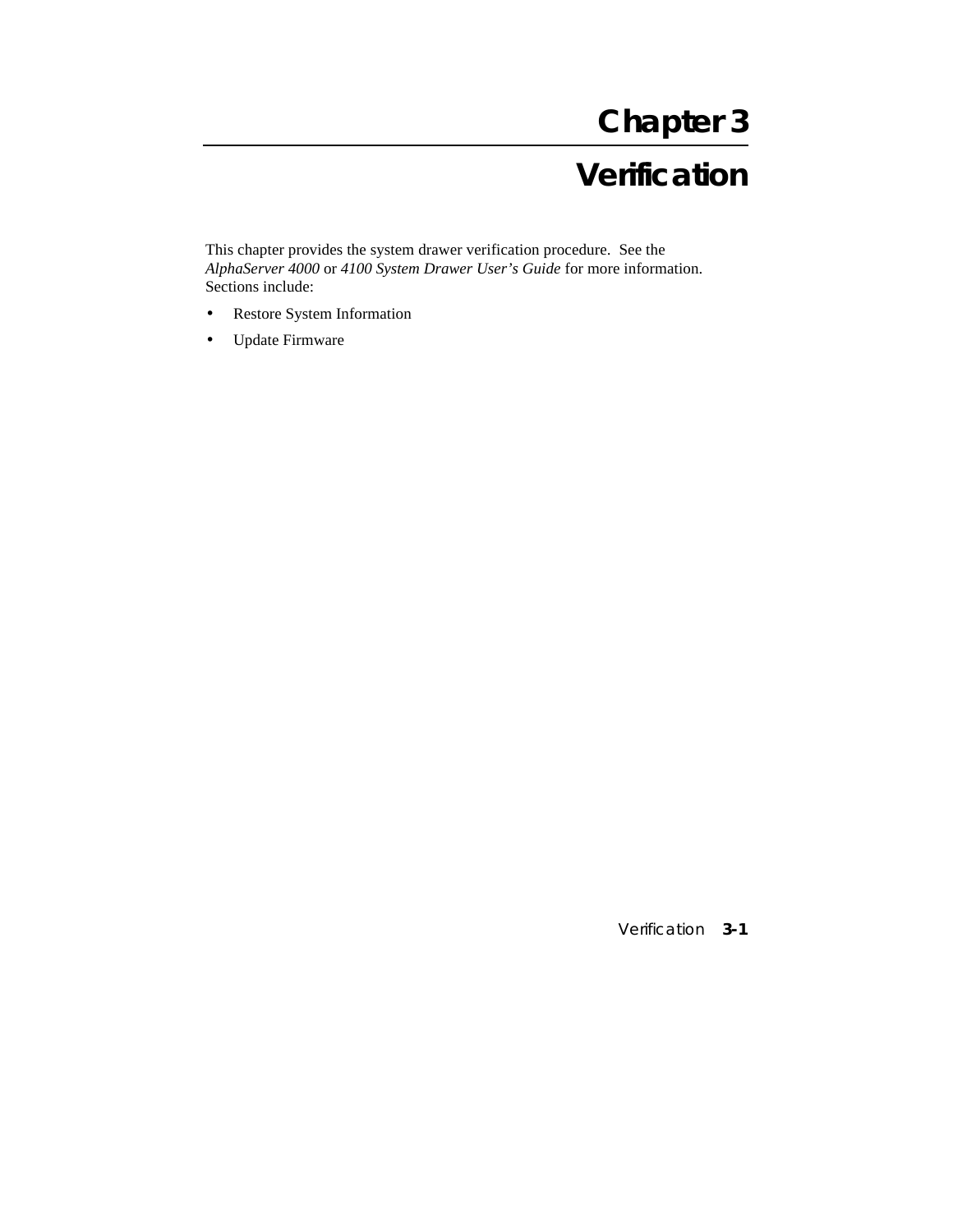# Chapter 3

# Verification

This chapter provides the system drawer verification procedure. See the *AlphaServer 4000* or *4100 System Drawer User's Guide* for more information. Sections include:

- Restore System Information
- Update Firmware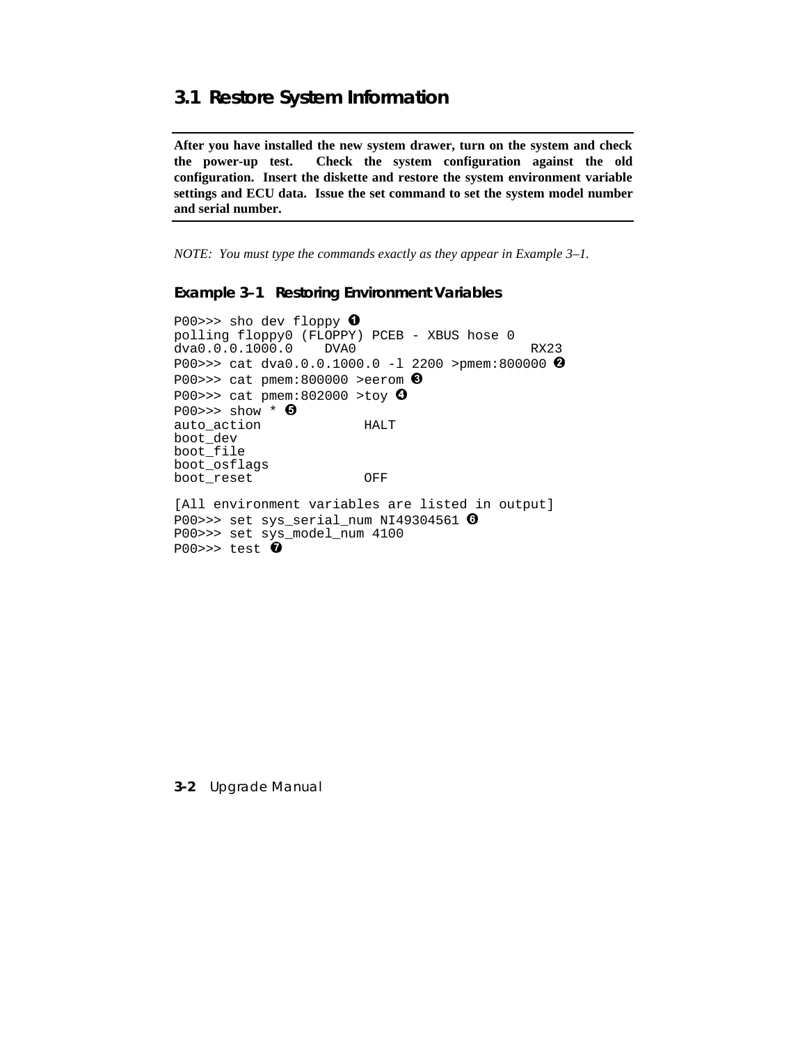## 3.1 Restore System Information

**After you have installed the new system drawer, turn on the system and check the power-up test. Check the system configuration against the old configuration. Insert the diskette and restore the system environment variable settings and ECU data. Issue the set command to set the system model number and serial number.**

*NOTE: You must type the commands exactly as they appear in Example 3–1.*

### Example 3–1 Restoring Environment Variables

```
P00>>> sho dev floppy ❶
polling floppy0 (FLOPPY) PCEB - XBUS hose 0
dva0.0.0.1000.0    DVA0                     RX23
P00>>> cat dva0.0.0.1000.0 -l 2200 >pmem:800000 ❷
P00>>> cat pmem:800000 >eerom ❸
P00>>> cat pmem:802000 >toy ❹
P00>>> show * ❺
auto_action             HALT
boot_dev
boot_file
boot_osflags
boot_reset              OFF

[All environment variables are listed in output]
P00>>> set sys_serial_num NI49304561 ❻
P00>>> set sys_model_num 4100
P00>>> test ❼
```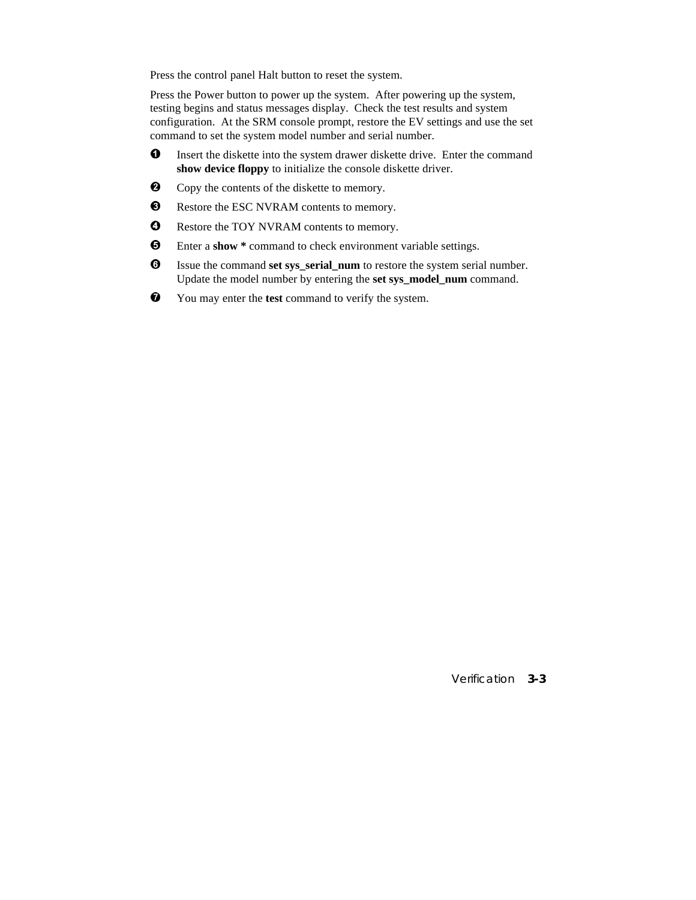Press the control panel Halt button to reset the system.

Press the Power button to power up the system. After powering up the system, testing begins and status messages display. Check the test results and system configuration. At the SRM console prompt, restore the EV settings and use the set command to set the system model number and serial number.

❶ Insert the diskette into the system drawer diskette drive. Enter the command **show device floppy** to initialize the console diskette driver.

❷ Copy the contents of the diskette to memory.

❸ Restore the ESC NVRAM contents to memory.

❹ Restore the TOY NVRAM contents to memory.

❺ Enter a **show *** command to check environment variable settings.

❻ Issue the command **set sys_serial_num** to restore the system serial number. Update the model number by entering the **set sys_model_num** command.

❼ You may enter the **test** command to verify the system.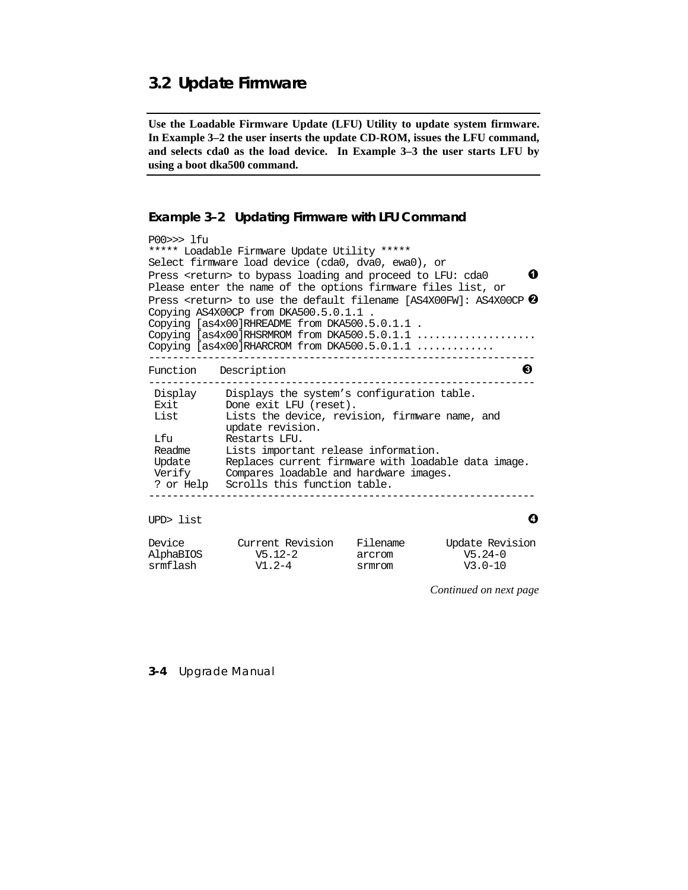## 3.2 Update Firmware

**Use the Loadable Firmware Update (LFU) Utility to update system firmware. In Example 3–2 the user inserts the update CD-ROM, issues the LFU command, and selects cda0 as the load device. In Example 3–3 the user starts LFU by using a boot dka500 command.**

### Example 3–2 Updating Firmware with LFU Command

```
P00>>> lfu
***** Loadable Firmware Update Utility *****
Select firmware load device (cda0, dva0, ewa0), or
Press <return> to bypass loading and proceed to LFU: cda0          ❶
Please enter the name of the options firmware files list, or
Press <return> to use the default filename [AS4X00FW]: AS4X00CP    ❷
Copying AS4X00CP from DKA500.5.0.1.1 .
Copying [as4x00]RHREADME from DKA500.5.0.1.1 .
Copying [as4x00]RHSRMROM from DKA500.5.0.1.1 ....................
Copying [as4x00]RHARCROM from DKA500.5.0.1.1 .............
-----------------------------------------------------------------
Function    Description                                            ❸
-----------------------------------------------------------------
 Display     Displays the system's configuration table.
 Exit        Done exit LFU (reset).
 List        Lists the device, revision, firmware name, and
             update revision.
 Lfu         Restarts LFU.
 Readme      Lists important release information.
 Update      Replaces current firmware with loadable data image.
 Verify      Compares loadable and hardware images.
 ? or Help   Scrolls this function table.
-----------------------------------------------------------------

UPD> list                                                          ❹

Device          Current Revision    Filename       Update Revision
AlphaBIOS          V5.12-2          arcrom            V5.24-0
srmflash           V1.2-4           srmrom            V3.0-10
```

*Continued on next page*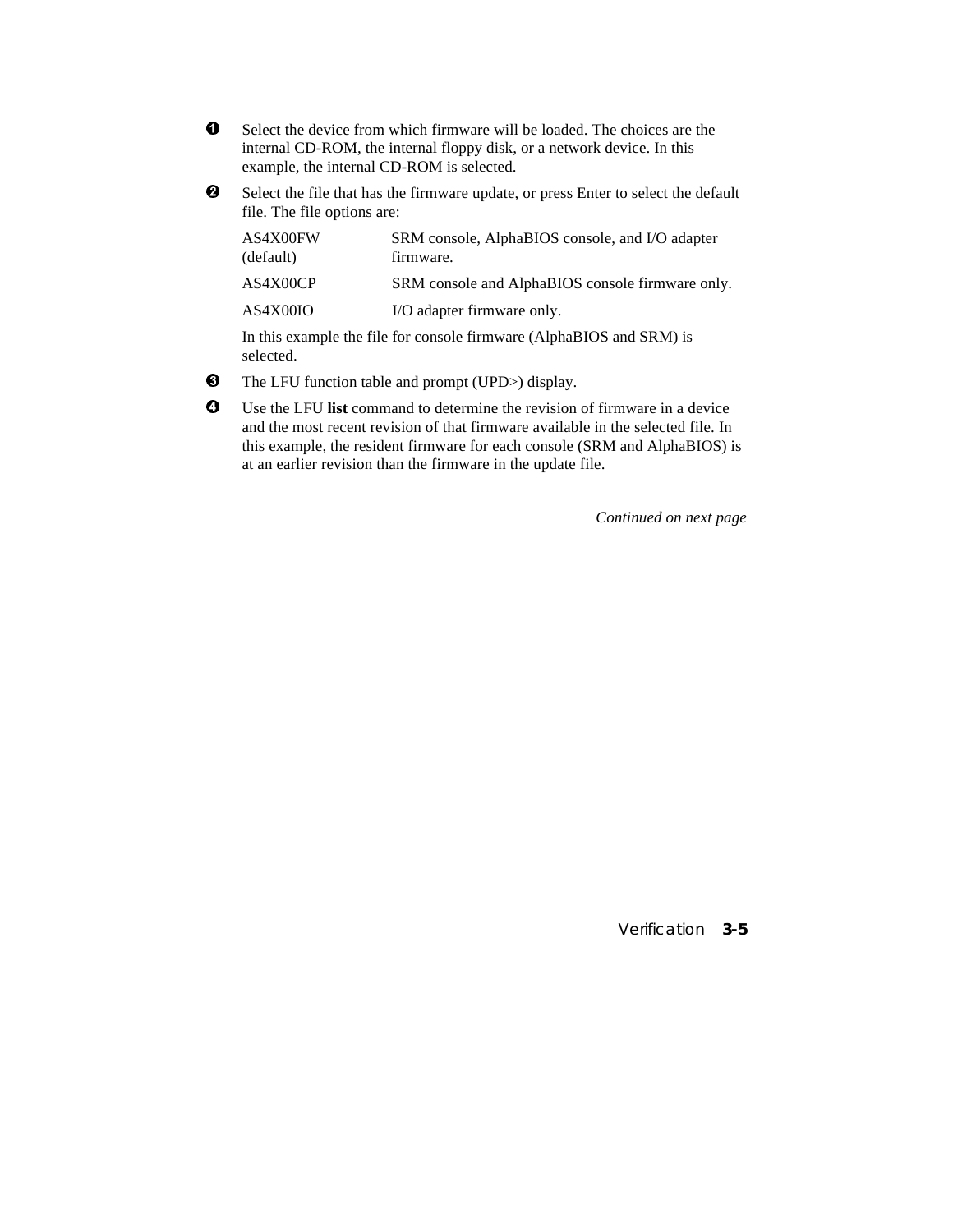❶ Select the device from which firmware will be loaded. The choices are the internal CD-ROM, the internal floppy disk, or a network device. In this example, the internal CD-ROM is selected.

❷ Select the file that has the firmware update, or press Enter to select the default file. The file options are:

| | |
|---|---|
| AS4X00FW (default) | SRM console, AlphaBIOS console, and I/O adapter firmware. |
| AS4X00CP | SRM console and AlphaBIOS console firmware only. |
| AS4X00IO | I/O adapter firmware only. |

In this example the file for console firmware (AlphaBIOS and SRM) is selected.

❸ The LFU function table and prompt (UPD>) display.

❹ Use the LFU **list** command to determine the revision of firmware in a device and the most recent revision of that firmware available in the selected file. In this example, the resident firmware for each console (SRM and AlphaBIOS) is at an earlier revision than the firmware in the update file.

*Continued on next page*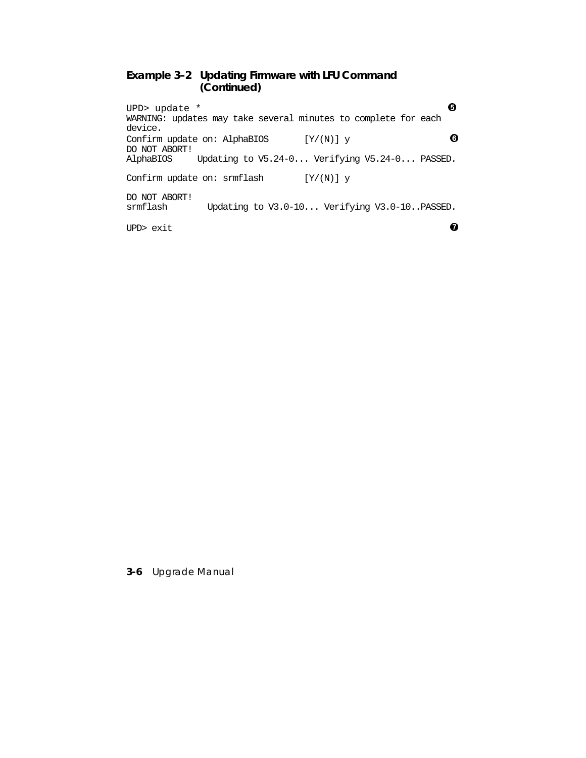**Example 3–2 Updating Firmware with LFU Command (Continued)**

```
UPD> update *                                                  ❺
WARNING: updates may take several minutes to complete for each
device.
Confirm update on: AlphaBIOS       [Y/(N)] y                   ❻
DO NOT ABORT!
AlphaBIOS     Updating to V5.24-0... Verifying V5.24-0... PASSED.

Confirm update on: srmflash        [Y/(N)] y

DO NOT ABORT!
srmflash        Updating to V3.0-10... Verifying V3.0-10..PASSED.

UPD> exit                                                      ❼
```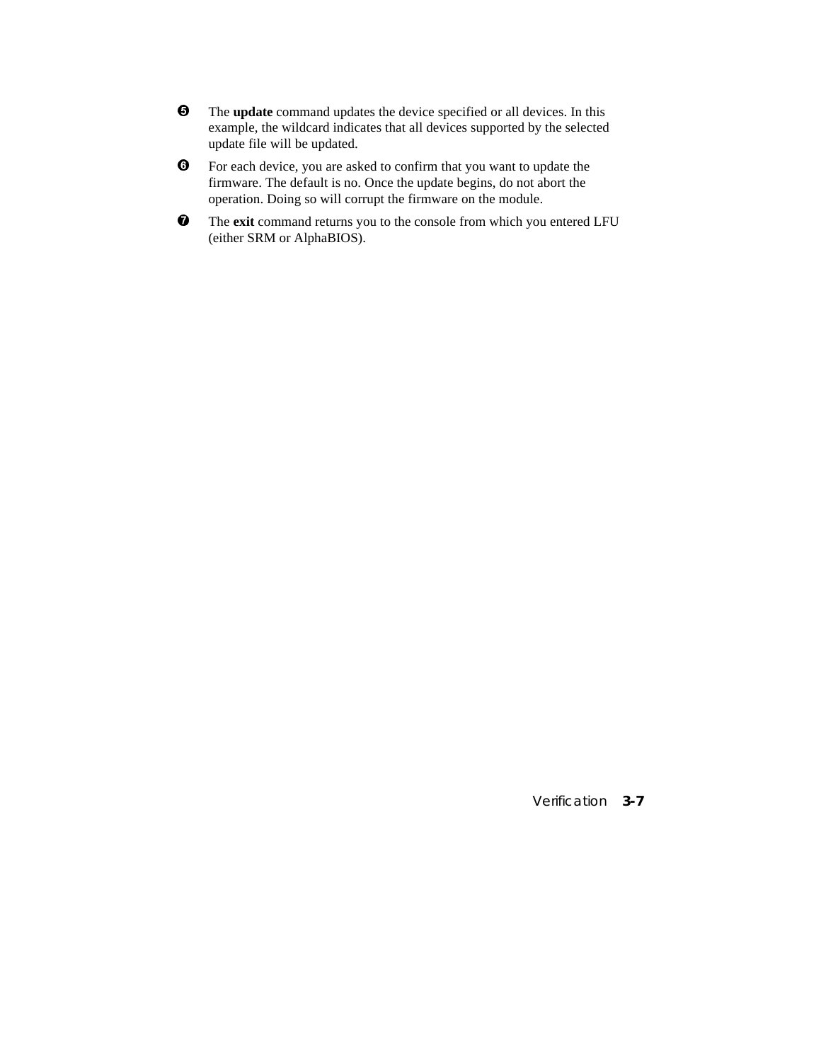❺ The **update** command updates the device specified or all devices. In this example, the wildcard indicates that all devices supported by the selected update file will be updated.

❻ For each device, you are asked to confirm that you want to update the firmware. The default is no. Once the update begins, do not abort the operation. Doing so will corrupt the firmware on the module.

❼ The **exit** command returns you to the console from which you entered LFU (either SRM or AlphaBIOS).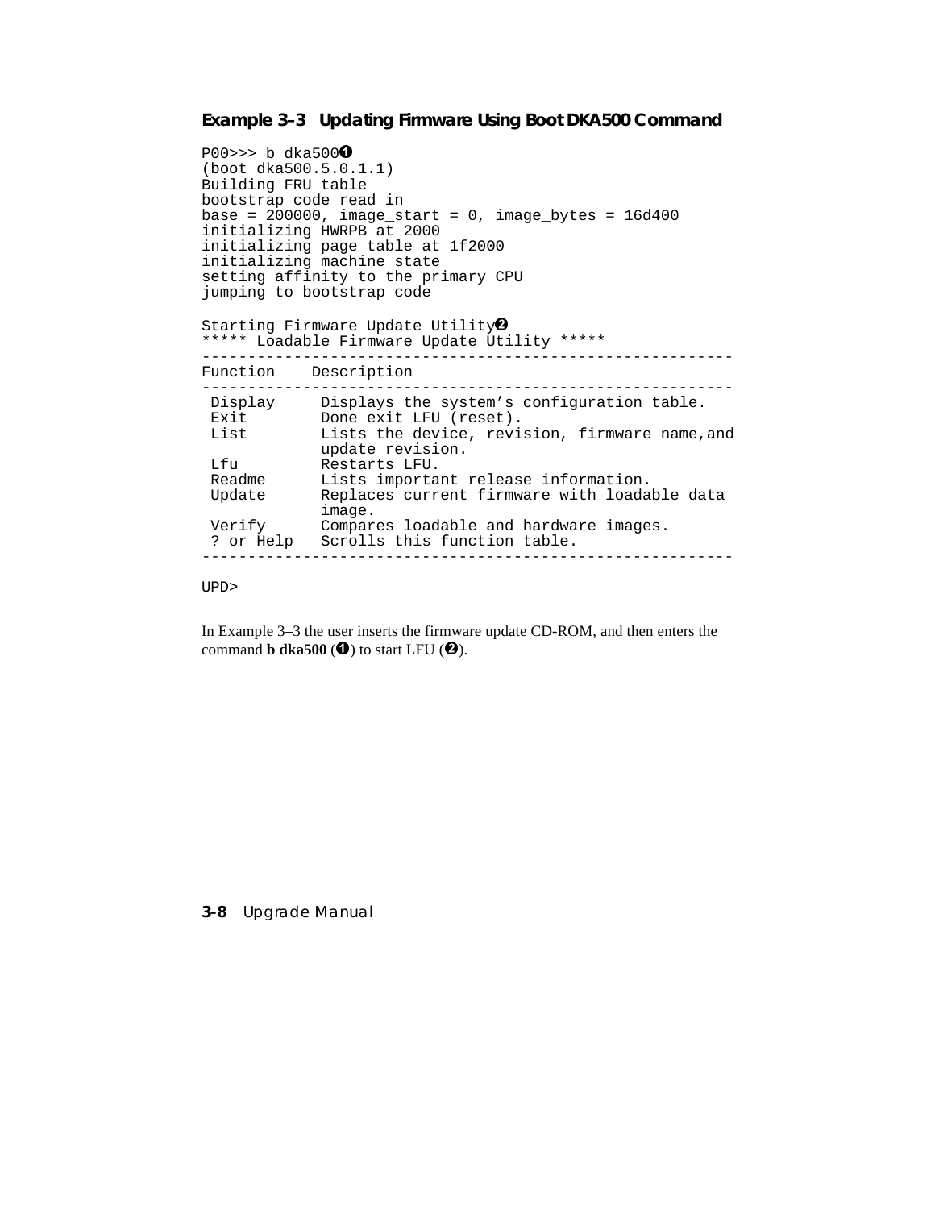**Example 3–3 Updating Firmware Using Boot DKA500 Command**

```
P00>>> b dka500➊
(boot dka500.5.0.1.1)
Building FRU table
bootstrap code read in
base = 200000, image_start = 0, image_bytes = 16d400
initializing HWRPB at 2000
initializing page table at 1f2000
initializing machine state
setting affinity to the primary CPU
jumping to bootstrap code

Starting Firmware Update Utility➋
***** Loadable Firmware Update Utility *****
-----------------------------------------------------------
Function    Description
-----------------------------------------------------------
 Display     Displays the system's configuration table.
 Exit        Done exit LFU (reset).
 List        Lists the device, revision, firmware name,and
             update revision.
 Lfu         Restarts LFU.
 Readme      Lists important release information.
 Update      Replaces current firmware with loadable data
             image.
 Verify      Compares loadable and hardware images.
 ? or Help   Scrolls this function table.
-----------------------------------------------------------

UPD>
```

In Example 3–3 the user inserts the firmware update CD-ROM, and then enters the command **b dka500** (➊) to start LFU (➋).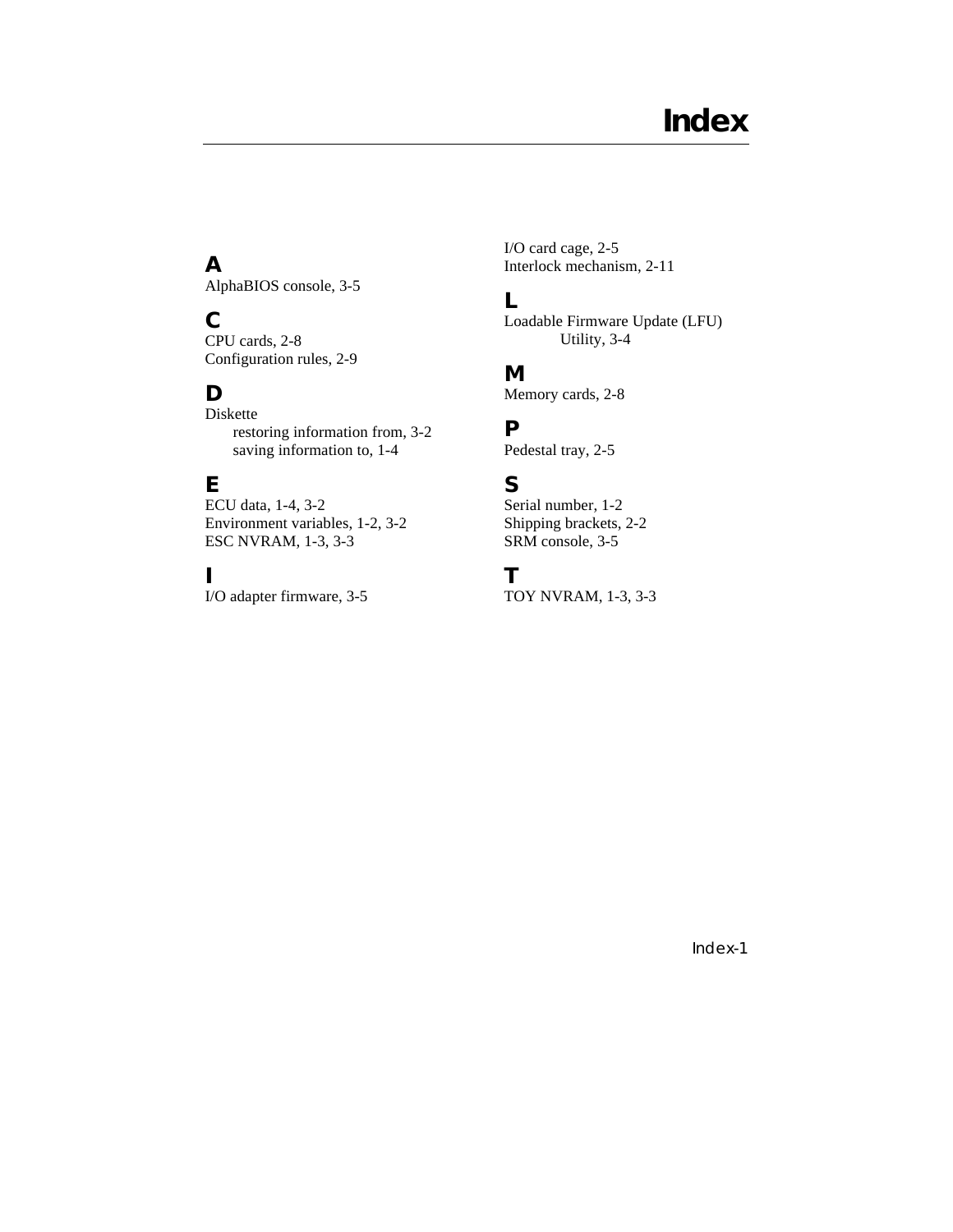# Index

## A

AlphaBIOS console, 3-5

## C

CPU cards, 2-8
Configuration rules, 2-9

## D

Diskette
- restoring information from, 3-2
- saving information to, 1-4

## E

ECU data, 1-4, 3-2
Environment variables, 1-2, 3-2
ESC NVRAM, 1-3, 3-3

## I

I/O adapter firmware, 3-5
I/O card cage, 2-5
Interlock mechanism, 2-11

## L

Loadable Firmware Update (LFU) Utility, 3-4

## M

Memory cards, 2-8

## P

Pedestal tray, 2-5

## S

Serial number, 1-2
Shipping brackets, 2-2
SRM console, 3-5

## T

TOY NVRAM, 1-3, 3-3